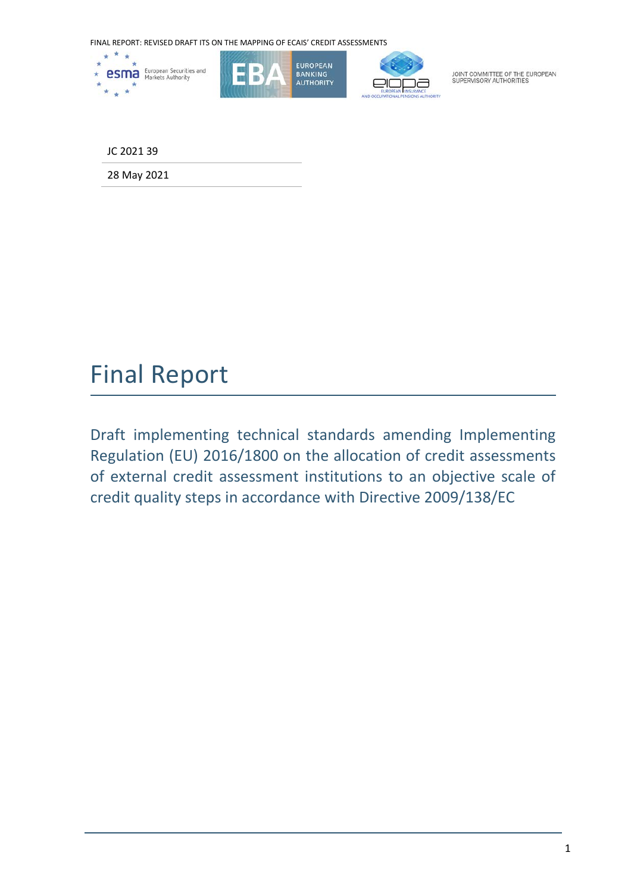JC 2021 39

28 May 2021

# Final Report

## Draft implementing technical standards amending Implementing Regulation (EU) 2016/1800 on the allocation of credit assessments of external credit assessment institutions to an objective scale of credit quality steps in accordance with Directive 2009/138/EC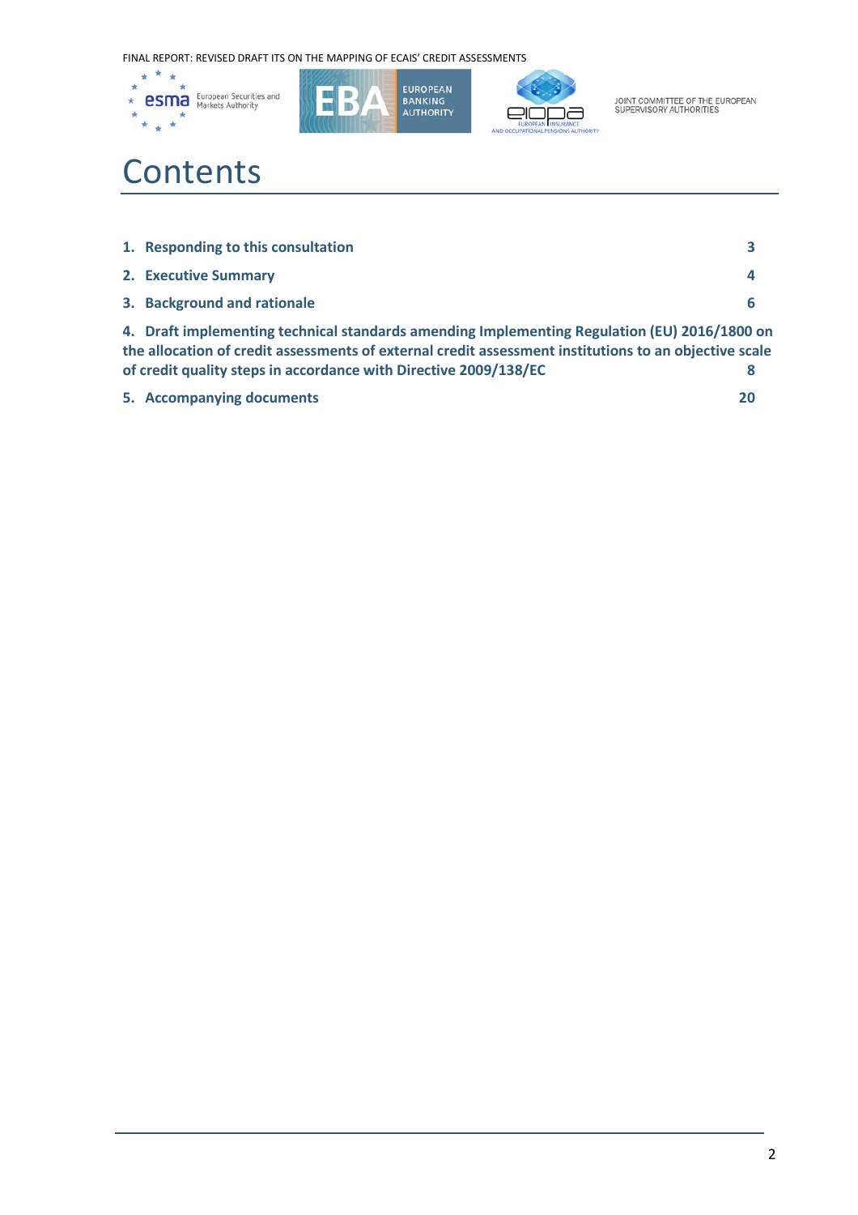# Contents

| | |
|---|---|
| **1. Responding to this consultation** | **3** |
| **2. Executive Summary** | **4** |
| **3. Background and rationale** | **6** |
| **4. Draft implementing technical standards amending Implementing Regulation (EU) 2016/1800 on the allocation of credit assessments of external credit assessment institutions to an objective scale of credit quality steps in accordance with Directive 2009/138/EC** | **8** |
| **5. Accompanying documents** | **20** |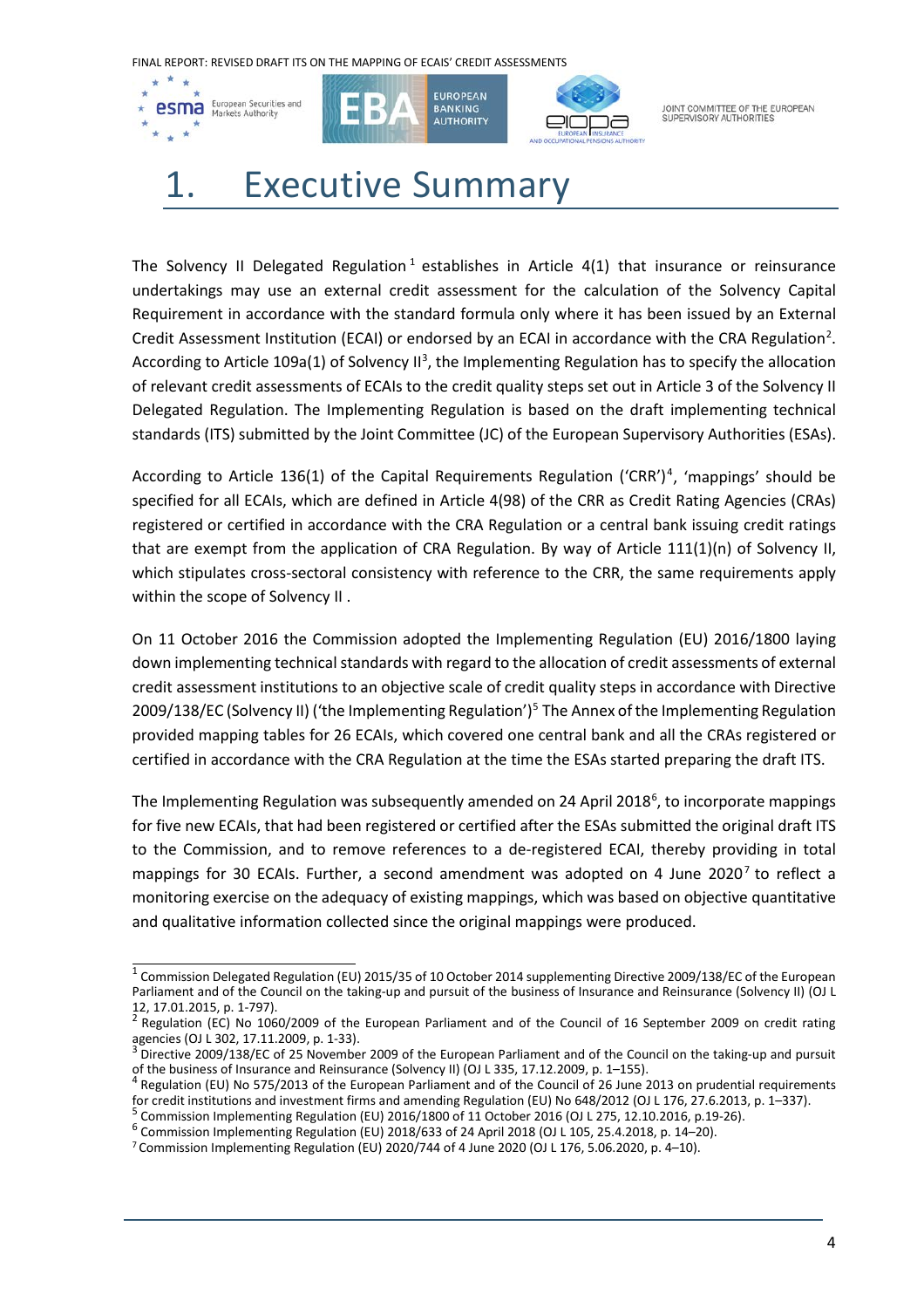# 1. Executive Summary

The Solvency II Delegated Regulation[1] establishes in Article 4(1) that insurance or reinsurance undertakings may use an external credit assessment for the calculation of the Solvency Capital Requirement in accordance with the standard formula only where it has been issued by an External Credit Assessment Institution (ECAI) or endorsed by an ECAI in accordance with the CRA Regulation[2]. According to Article 109a(1) of Solvency II[3], the Implementing Regulation has to specify the allocation of relevant credit assessments of ECAIs to the credit quality steps set out in Article 3 of the Solvency II Delegated Regulation. The Implementing Regulation is based on the draft implementing technical standards (ITS) submitted by the Joint Committee (JC) of the European Supervisory Authorities (ESAs).

According to Article 136(1) of the Capital Requirements Regulation ('CRR')[4], 'mappings' should be specified for all ECAIs, which are defined in Article 4(98) of the CRR as Credit Rating Agencies (CRAs) registered or certified in accordance with the CRA Regulation or a central bank issuing credit ratings that are exempt from the application of CRA Regulation. By way of Article 111(1)(n) of Solvency II, which stipulates cross-sectoral consistency with reference to the CRR, the same requirements apply within the scope of Solvency II .

On 11 October 2016 the Commission adopted the Implementing Regulation (EU) 2016/1800 laying down implementing technical standards with regard to the allocation of credit assessments of external credit assessment institutions to an objective scale of credit quality steps in accordance with Directive 2009/138/EC (Solvency II) ('the Implementing Regulation')[5] The Annex of the Implementing Regulation provided mapping tables for 26 ECAIs, which covered one central bank and all the CRAs registered or certified in accordance with the CRA Regulation at the time the ESAs started preparing the draft ITS.

The Implementing Regulation was subsequently amended on 24 April 2018[6], to incorporate mappings for five new ECAIs, that had been registered or certified after the ESAs submitted the original draft ITS to the Commission, and to remove references to a de-registered ECAI, thereby providing in total mappings for 30 ECAIs. Further, a second amendment was adopted on 4 June 2020[7] to reflect a monitoring exercise on the adequacy of existing mappings, which was based on objective quantitative and qualitative information collected since the original mappings were produced.

---

[1] Commission Delegated Regulation (EU) 2015/35 of 10 October 2014 supplementing Directive 2009/138/EC of the European Parliament and of the Council on the taking-up and pursuit of the business of Insurance and Reinsurance (Solvency II) (OJ L 12, 17.01.2015, p. 1-797).

[2] Regulation (EC) No 1060/2009 of the European Parliament and of the Council of 16 September 2009 on credit rating agencies (OJ L 302, 17.11.2009, p. 1-33).

[3] Directive 2009/138/EC of 25 November 2009 of the European Parliament and of the Council on the taking-up and pursuit of the business of Insurance and Reinsurance (Solvency II) (OJ L 335, 17.12.2009, p. 1–155).

[4] Regulation (EU) No 575/2013 of the European Parliament and of the Council of 26 June 2013 on prudential requirements for credit institutions and investment firms and amending Regulation (EU) No 648/2012 (OJ L 176, 27.6.2013, p. 1–337).

[5] Commission Implementing Regulation (EU) 2016/1800 of 11 October 2016 (OJ L 275, 12.10.2016, p.19-26).

[6] Commission Implementing Regulation (EU) 2018/633 of 24 April 2018 (OJ L 105, 25.4.2018, p. 14–20).

[7] Commission Implementing Regulation (EU) 2020/744 of 4 June 2020 (OJ L 176, 5.06.2020, p. 4–10).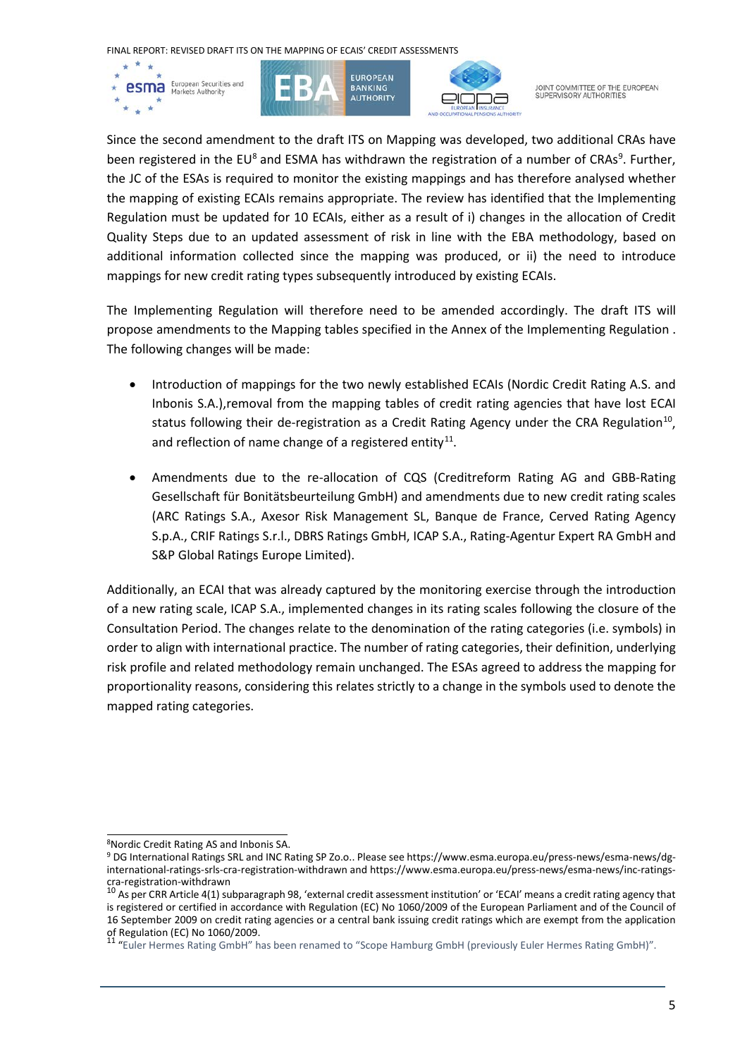Since the second amendment to the draft ITS on Mapping was developed, two additional CRAs have been registered in the EU[8] and ESMA has withdrawn the registration of a number of CRAs[9]. Further, the JC of the ESAs is required to monitor the existing mappings and has therefore analysed whether the mapping of existing ECAIs remains appropriate. The review has identified that the Implementing Regulation must be updated for 10 ECAIs, either as a result of i) changes in the allocation of Credit Quality Steps due to an updated assessment of risk in line with the EBA methodology, based on additional information collected since the mapping was produced, or ii) the need to introduce mappings for new credit rating types subsequently introduced by existing ECAIs.

The Implementing Regulation will therefore need to be amended accordingly. The draft ITS will propose amendments to the Mapping tables specified in the Annex of the Implementing Regulation . The following changes will be made:

- Introduction of mappings for the two newly established ECAIs (Nordic Credit Rating A.S. and Inbonis S.A.),removal from the mapping tables of credit rating agencies that have lost ECAI status following their de-registration as a Credit Rating Agency under the CRA Regulation[10], and reflection of name change of a registered entity[11].
- Amendments due to the re-allocation of CQS (Creditreform Rating AG and GBB-Rating Gesellschaft für Bonitätsbeurteilung GmbH) and amendments due to new credit rating scales (ARC Ratings S.A., Axesor Risk Management SL, Banque de France, Cerved Rating Agency S.p.A., CRIF Ratings S.r.l., DBRS Ratings GmbH, ICAP S.A., Rating-Agentur Expert RA GmbH and S&P Global Ratings Europe Limited).

Additionally, an ECAI that was already captured by the monitoring exercise through the introduction of a new rating scale, ICAP S.A., implemented changes in its rating scales following the closure of the Consultation Period. The changes relate to the denomination of the rating categories (i.e. symbols) in order to align with international practice. The number of rating categories, their definition, underlying risk profile and related methodology remain unchanged. The ESAs agreed to address the mapping for proportionality reasons, considering this relates strictly to a change in the symbols used to denote the mapped rating categories.

---

[8] Nordic Credit Rating AS and Inbonis SA.

[9] DG International Ratings SRL and INC Rating SP Zo.o.. Please see https://www.esma.europa.eu/press-news/esma-news/dg-international-ratings-srls-cra-registration-withdrawn and https://www.esma.europa.eu/press-news/esma-news/inc-ratings-cra-registration-withdrawn

[10] As per CRR Article 4(1) subparagraph 98, 'external credit assessment institution' or 'ECAI' means a credit rating agency that is registered or certified in accordance with Regulation (EC) No 1060/2009 of the European Parliament and of the Council of 16 September 2009 on credit rating agencies or a central bank issuing credit ratings which are exempt from the application of Regulation (EC) No 1060/2009.

[11] "Euler Hermes Rating GmbH" has been renamed to "Scope Hamburg GmbH (previously Euler Hermes Rating GmbH)".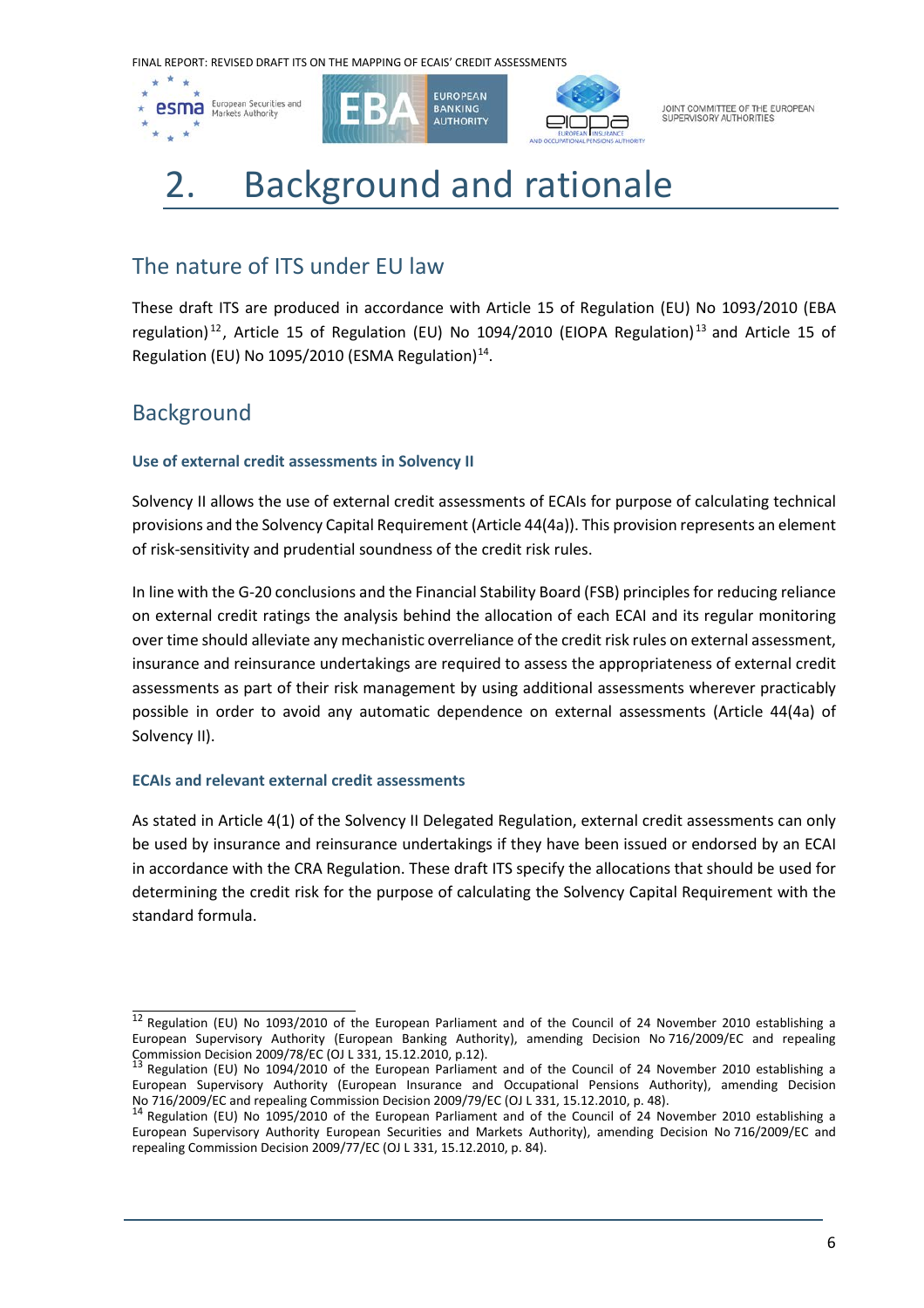# 2. Background and rationale

## The nature of ITS under EU law

These draft ITS are produced in accordance with Article 15 of Regulation (EU) No 1093/2010 (EBA regulation)[12], Article 15 of Regulation (EU) No 1094/2010 (EIOPA Regulation)[13] and Article 15 of Regulation (EU) No 1095/2010 (ESMA Regulation)[14].

## Background

### Use of external credit assessments in Solvency II

Solvency II allows the use of external credit assessments of ECAIs for purpose of calculating technical provisions and the Solvency Capital Requirement (Article 44(4a)). This provision represents an element of risk-sensitivity and prudential soundness of the credit risk rules.

In line with the G-20 conclusions and the Financial Stability Board (FSB) principles for reducing reliance on external credit ratings the analysis behind the allocation of each ECAI and its regular monitoring over time should alleviate any mechanistic overreliance of the credit risk rules on external assessment, insurance and reinsurance undertakings are required to assess the appropriateness of external credit assessments as part of their risk management by using additional assessments wherever practicably possible in order to avoid any automatic dependence on external assessments (Article 44(4a) of Solvency II).

### ECAIs and relevant external credit assessments

As stated in Article 4(1) of the Solvency II Delegated Regulation, external credit assessments can only be used by insurance and reinsurance undertakings if they have been issued or endorsed by an ECAI in accordance with the CRA Regulation. These draft ITS specify the allocations that should be used for determining the credit risk for the purpose of calculating the Solvency Capital Requirement with the standard formula.

---

[12] Regulation (EU) No 1093/2010 of the European Parliament and of the Council of 24 November 2010 establishing a European Supervisory Authority (European Banking Authority), amending Decision No 716/2009/EC and repealing Commission Decision 2009/78/EC (OJ L 331, 15.12.2010, p.12).

[13] Regulation (EU) No 1094/2010 of the European Parliament and of the Council of 24 November 2010 establishing a European Supervisory Authority (European Insurance and Occupational Pensions Authority), amending Decision No 716/2009/EC and repealing Commission Decision 2009/79/EC (OJ L 331, 15.12.2010, p. 48).

[14] Regulation (EU) No 1095/2010 of the European Parliament and of the Council of 24 November 2010 establishing a European Supervisory Authority European Securities and Markets Authority), amending Decision No 716/2009/EC and repealing Commission Decision 2009/77/EC (OJ L 331, 15.12.2010, p. 84).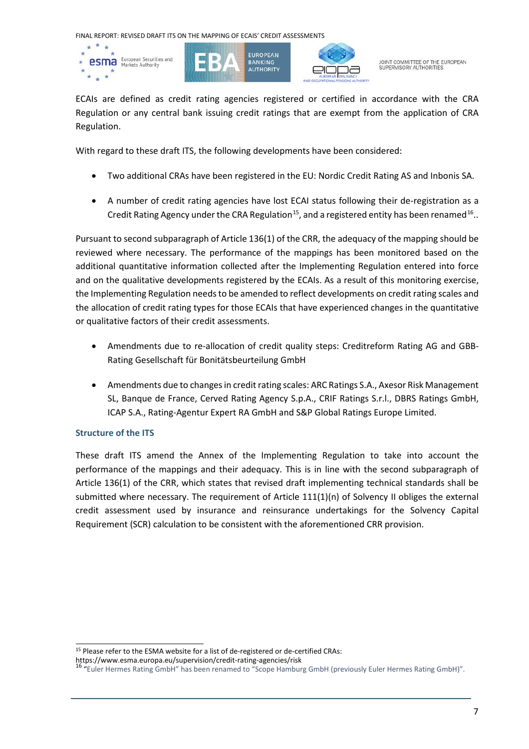ECAIs are defined as credit rating agencies registered or certified in accordance with the CRA Regulation or any central bank issuing credit ratings that are exempt from the application of CRA Regulation.

With regard to these draft ITS, the following developments have been considered:

- Two additional CRAs have been registered in the EU: Nordic Credit Rating AS and Inbonis SA.
- A number of credit rating agencies have lost ECAI status following their de-registration as a Credit Rating Agency under the CRA Regulation[15], and a registered entity has been renamed[16]..

Pursuant to second subparagraph of Article 136(1) of the CRR, the adequacy of the mapping should be reviewed where necessary. The performance of the mappings has been monitored based on the additional quantitative information collected after the Implementing Regulation entered into force and on the qualitative developments registered by the ECAIs. As a result of this monitoring exercise, the Implementing Regulation needs to be amended to reflect developments on credit rating scales and the allocation of credit rating types for those ECAIs that have experienced changes in the quantitative or qualitative factors of their credit assessments.

- Amendments due to re-allocation of credit quality steps: Creditreform Rating AG and GBB-Rating Gesellschaft für Bonitätsbeurteilung GmbH
- Amendments due to changes in credit rating scales: ARC Ratings S.A., Axesor Risk Management SL, Banque de France, Cerved Rating Agency S.p.A., CRIF Ratings S.r.l., DBRS Ratings GmbH, ICAP S.A., Rating-Agentur Expert RA GmbH and S&P Global Ratings Europe Limited.

### Structure of the ITS

These draft ITS amend the Annex of the Implementing Regulation to take into account the performance of the mappings and their adequacy. This is in line with the second subparagraph of Article 136(1) of the CRR, which states that revised draft implementing technical standards shall be submitted where necessary. The requirement of Article 111(1)(n) of Solvency II obliges the external credit assessment used by insurance and reinsurance undertakings for the Solvency Capital Requirement (SCR) calculation to be consistent with the aforementioned CRR provision.

---

[15] Please refer to the ESMA website for a list of de-registered or de-certified CRAs: https://www.esma.europa.eu/supervision/credit-rating-agencies/risk

[16] "Euler Hermes Rating GmbH" has been renamed to "Scope Hamburg GmbH (previously Euler Hermes Rating GmbH)".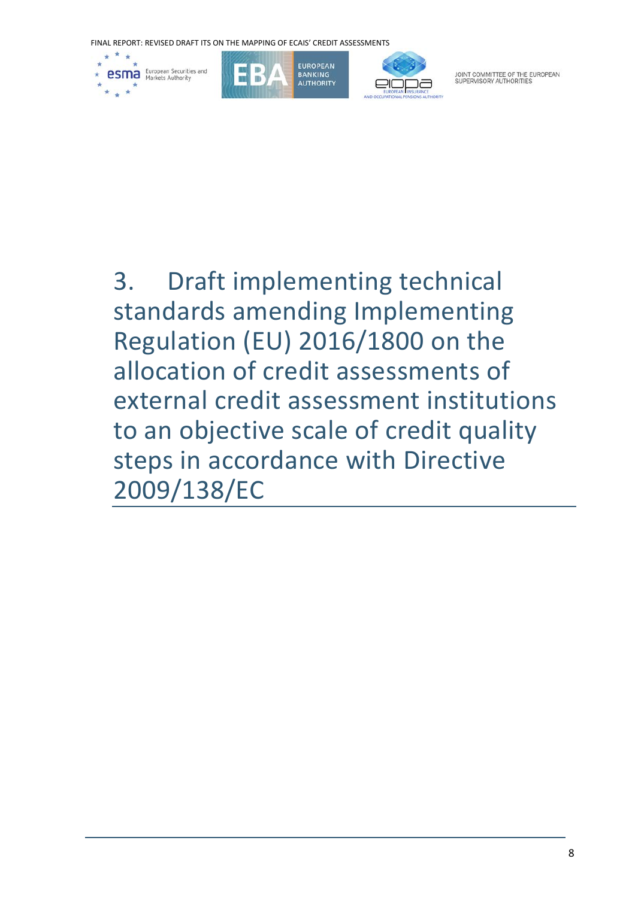# 3. Draft implementing technical standards amending Implementing Regulation (EU) 2016/1800 on the allocation of credit assessments of external credit assessment institutions to an objective scale of credit quality steps in accordance with Directive 2009/138/EC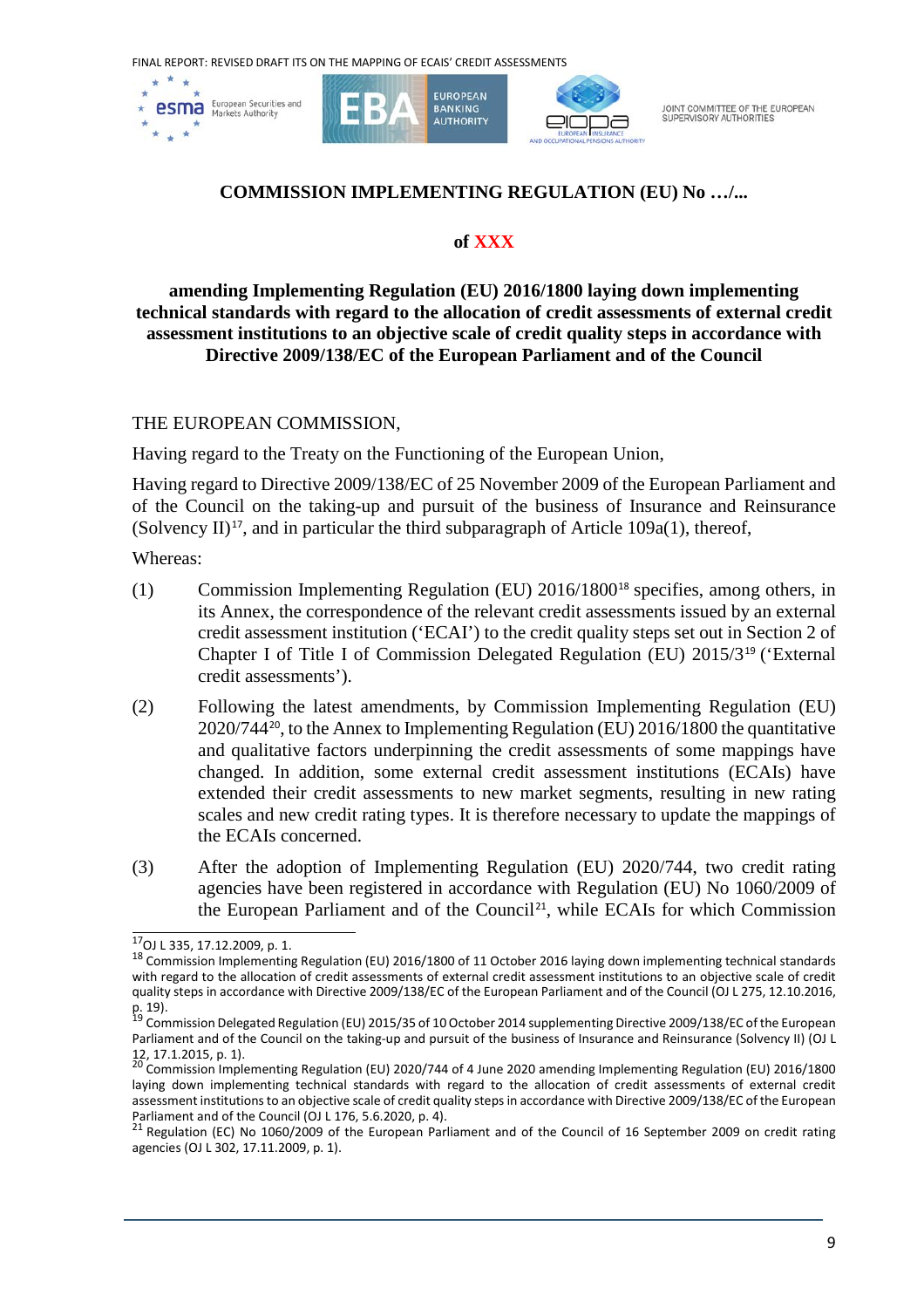**COMMISSION IMPLEMENTING REGULATION (EU) No …/...**

**of XXX**

**amending Implementing Regulation (EU) 2016/1800 laying down implementing technical standards with regard to the allocation of credit assessments of external credit assessment institutions to an objective scale of credit quality steps in accordance with Directive 2009/138/EC of the European Parliament and of the Council**

THE EUROPEAN COMMISSION,

Having regard to the Treaty on the Functioning of the European Union,

Having regard to Directive 2009/138/EC of 25 November 2009 of the European Parliament and of the Council on the taking-up and pursuit of the business of Insurance and Reinsurance (Solvency II)[17], and in particular the third subparagraph of Article 109a(1), thereof,

Whereas:

(1) Commission Implementing Regulation (EU) 2016/1800[18] specifies, among others, in its Annex, the correspondence of the relevant credit assessments issued by an external credit assessment institution ('ECAI') to the credit quality steps set out in Section 2 of Chapter I of Title I of Commission Delegated Regulation (EU) 2015/3[19] ('External credit assessments').

(2) Following the latest amendments, by Commission Implementing Regulation (EU) 2020/744[20], to the Annex to Implementing Regulation (EU) 2016/1800 the quantitative and qualitative factors underpinning the credit assessments of some mappings have changed. In addition, some external credit assessment institutions (ECAIs) have extended their credit assessments to new market segments, resulting in new rating scales and new credit rating types. It is therefore necessary to update the mappings of the ECAIs concerned.

(3) After the adoption of Implementing Regulation (EU) 2020/744, two credit rating agencies have been registered in accordance with Regulation (EU) No 1060/2009 of the European Parliament and of the Council[21], while ECAIs for which Commission

---

[17] OJ L 335, 17.12.2009, p. 1.

[18] Commission Implementing Regulation (EU) 2016/1800 of 11 October 2016 laying down implementing technical standards with regard to the allocation of credit assessments of external credit assessment institutions to an objective scale of credit quality steps in accordance with Directive 2009/138/EC of the European Parliament and of the Council (OJ L 275, 12.10.2016, p. 19).

[19] Commission Delegated Regulation (EU) 2015/35 of 10 October 2014 supplementing Directive 2009/138/EC of the European Parliament and of the Council on the taking-up and pursuit of the business of Insurance and Reinsurance (Solvency II) (OJ L 12, 17.1.2015, p. 1).

[20] Commission Implementing Regulation (EU) 2020/744 of 4 June 2020 amending Implementing Regulation (EU) 2016/1800 laying down implementing technical standards with regard to the allocation of credit assessments of external credit assessment institutions to an objective scale of credit quality steps in accordance with Directive 2009/138/EC of the European Parliament and of the Council (OJ L 176, 5.6.2020, p. 4).

[21] Regulation (EC) No 1060/2009 of the European Parliament and of the Council of 16 September 2009 on credit rating agencies (OJ L 302, 17.11.2009, p. 1).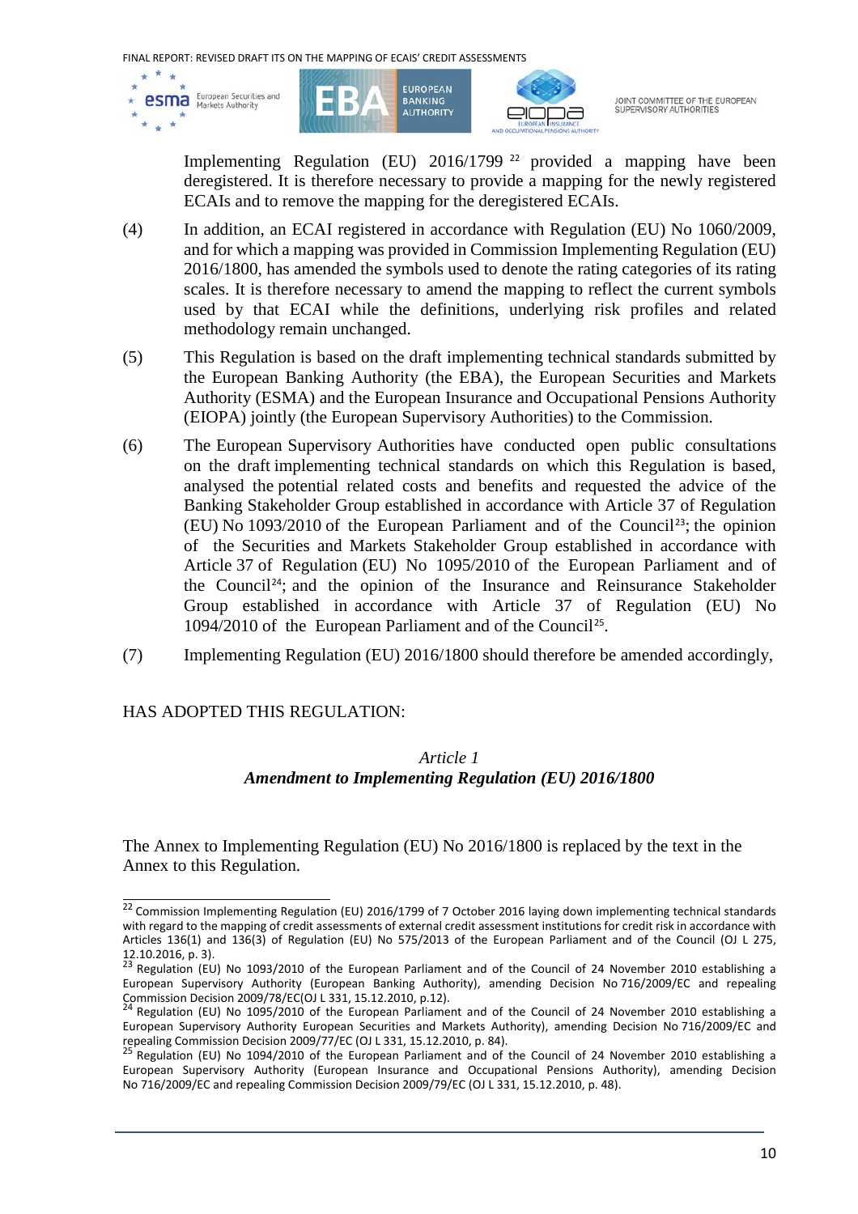Implementing Regulation (EU) 2016/1799 [22] provided a mapping have been deregistered. It is therefore necessary to provide a mapping for the newly registered ECAIs and to remove the mapping for the deregistered ECAIs.

(4) In addition, an ECAI registered in accordance with Regulation (EU) No 1060/2009, and for which a mapping was provided in Commission Implementing Regulation (EU) 2016/1800, has amended the symbols used to denote the rating categories of its rating scales. It is therefore necessary to amend the mapping to reflect the current symbols used by that ECAI while the definitions, underlying risk profiles and related methodology remain unchanged.

(5) This Regulation is based on the draft implementing technical standards submitted by the European Banking Authority (the EBA), the European Securities and Markets Authority (ESMA) and the European Insurance and Occupational Pensions Authority (EIOPA) jointly (the European Supervisory Authorities) to the Commission.

(6) The European Supervisory Authorities have conducted open public consultations on the draft implementing technical standards on which this Regulation is based, analysed the potential related costs and benefits and requested the advice of the Banking Stakeholder Group established in accordance with Article 37 of Regulation (EU) No 1093/2010 of the European Parliament and of the Council[23]; the opinion of the Securities and Markets Stakeholder Group established in accordance with Article 37 of Regulation (EU) No 1095/2010 of the European Parliament and of the Council[24]; and the opinion of the Insurance and Reinsurance Stakeholder Group established in accordance with Article 37 of Regulation (EU) No 1094/2010 of the European Parliament and of the Council[25].

(7) Implementing Regulation (EU) 2016/1800 should therefore be amended accordingly,

HAS ADOPTED THIS REGULATION:

*Article 1*

***Amendment to Implementing Regulation (EU) 2016/1800***

The Annex to Implementing Regulation (EU) No 2016/1800 is replaced by the text in the Annex to this Regulation.

---

[22] Commission Implementing Regulation (EU) 2016/1799 of 7 October 2016 laying down implementing technical standards with regard to the mapping of credit assessments of external credit assessment institutions for credit risk in accordance with Articles 136(1) and 136(3) of Regulation (EU) No 575/2013 of the European Parliament and of the Council (OJ L 275, 12.10.2016, p. 3).

[23] Regulation (EU) No 1093/2010 of the European Parliament and of the Council of 24 November 2010 establishing a European Supervisory Authority (European Banking Authority), amending Decision No 716/2009/EC and repealing Commission Decision 2009/78/EC(OJ L 331, 15.12.2010, p.12).

[24] Regulation (EU) No 1095/2010 of the European Parliament and of the Council of 24 November 2010 establishing a European Supervisory Authority European Securities and Markets Authority), amending Decision No 716/2009/EC and repealing Commission Decision 2009/77/EC (OJ L 331, 15.12.2010, p. 84).

[25] Regulation (EU) No 1094/2010 of the European Parliament and of the Council of 24 November 2010 establishing a European Supervisory Authority (European Insurance and Occupational Pensions Authority), amending Decision No 716/2009/EC and repealing Commission Decision 2009/79/EC (OJ L 331, 15.12.2010, p. 48).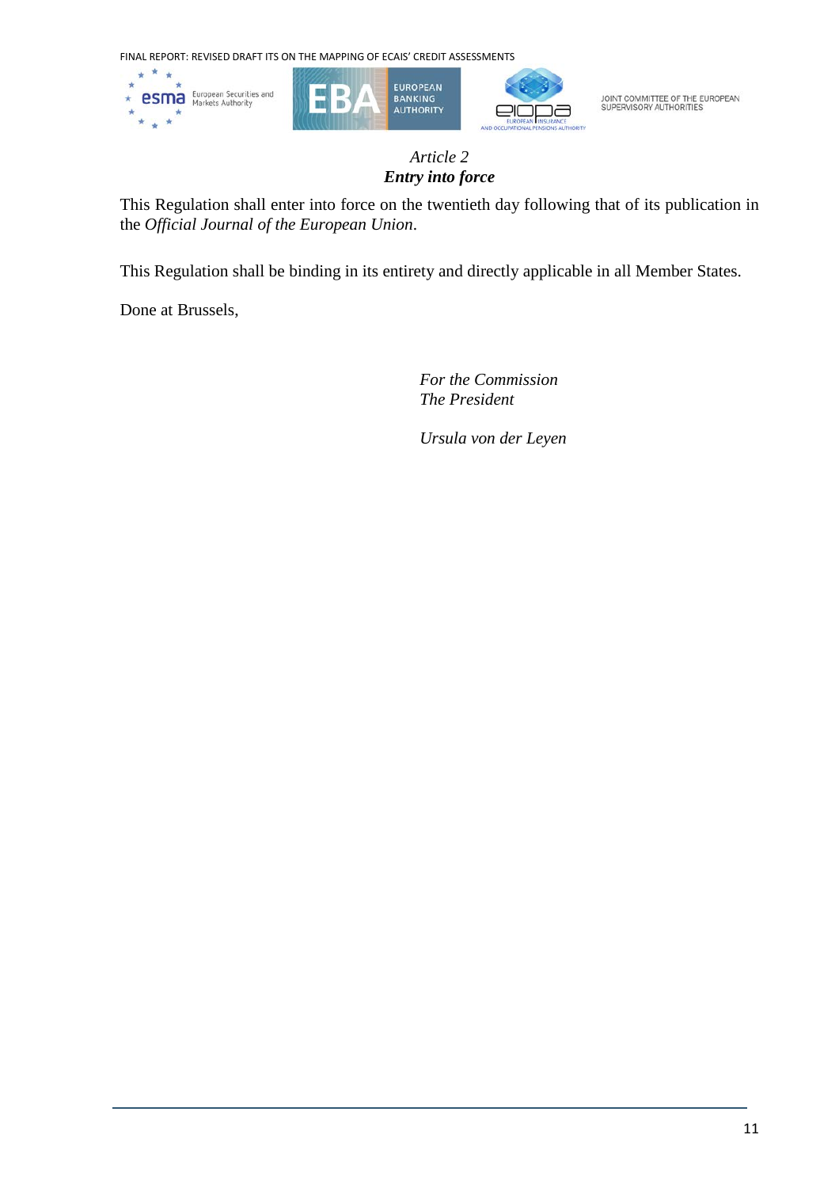*Article 2*
***Entry into force***

This Regulation shall enter into force on the twentieth day following that of its publication in the *Official Journal of the European Union*.

This Regulation shall be binding in its entirety and directly applicable in all Member States.

Done at Brussels,

*For the Commission*
*The President*

*Ursula von der Leyen*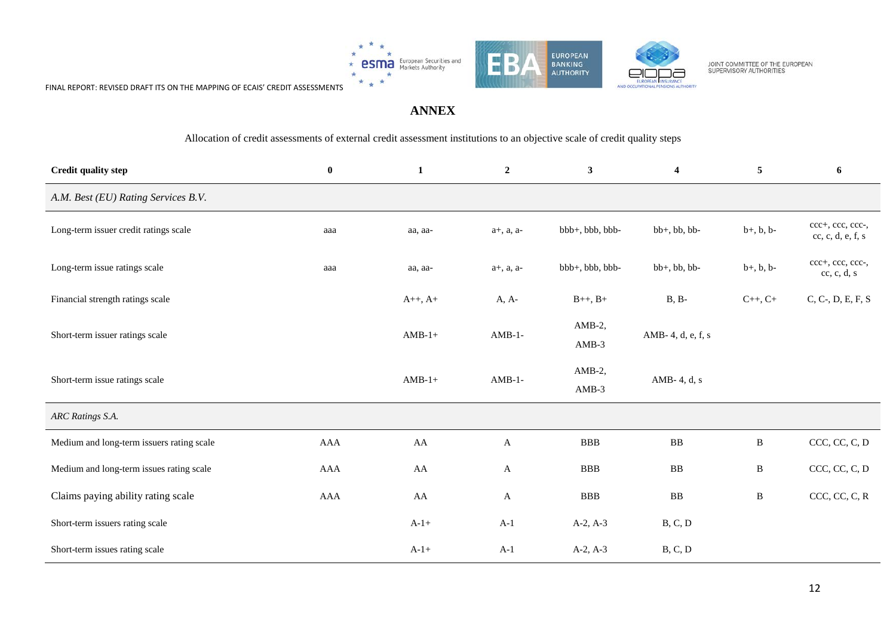# ANNEX

Allocation of credit assessments of external credit assessment institutions to an objective scale of credit quality steps

| Credit quality step | 0 | 1 | 2 | 3 | 4 | 5 | 6 |
|---|---|---|---|---|---|---|---|
| *A.M. Best (EU) Rating Services B.V.* | | | | | | | |
| Long-term issuer credit ratings scale | aaa | aa, aa- | a+, a, a- | bbb+, bbb, bbb- | bb+, bb, bb- | b+, b, b- | ccc+, ccc, ccc-, cc, c, d, e, f, s |
| Long-term issue ratings scale | aaa | aa, aa- | a+, a, a- | bbb+, bbb, bbb- | bb+, bb, bb- | b+, b, b- | ccc+, ccc, ccc-, cc, c, d, s |
| Financial strength ratings scale | | A++, A+ | A, A- | B++, B+ | B, B- | C++, C+ | C, C-, D, E, F, S |
| Short-term issuer ratings scale | | AMB-1+ | AMB-1- | AMB-2, AMB-3 | AMB- 4, d, e, f, s | | |
| Short-term issue ratings scale | | AMB-1+ | AMB-1- | AMB-2, AMB-3 | AMB- 4, d, s | | |
| *ARC Ratings S.A.* | | | | | | | |
| Medium and long-term issuers rating scale | AAA | AA | A | BBB | BB | B | CCC, CC, C, D |
| Medium and long-term issues rating scale | AAA | AA | A | BBB | BB | B | CCC, CC, C, D |
| Claims paying ability rating scale | AAA | AA | A | BBB | BB | B | CCC, CC, C, R |
| Short-term issuers rating scale | | A-1+ | A-1 | A-2, A-3 | B, C, D | | |
| Short-term issues rating scale | | A-1+ | A-1 | A-2, A-3 | B, C, D | | |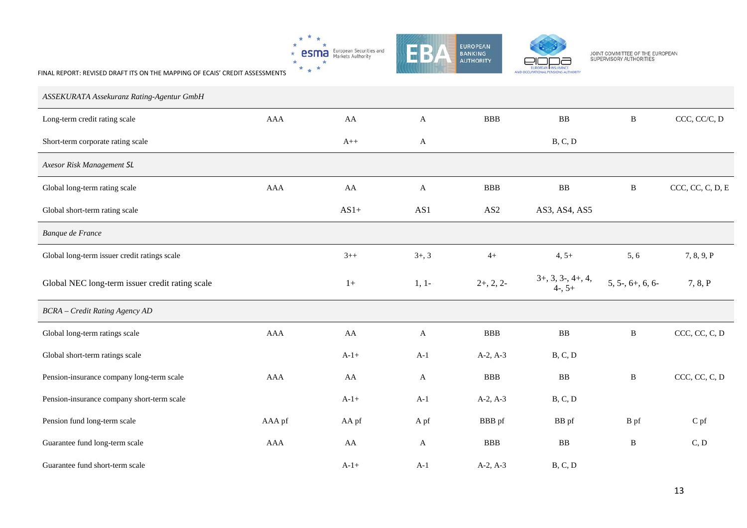| | | | | | | | |
|---|---|---|---|---|---|---|---|
| *ASSEKURATA Assekuranz Rating-Agentur GmbH* | | | | | | | |
| Long-term credit rating scale | AAA | AA | A | BBB | BB | B | CCC, CC/C, D |
| Short-term corporate rating scale | | A++ | A | | B, C, D | | |
| *Axesor Risk Management SL* | | | | | | | |
| Global long-term rating scale | AAA | AA | A | BBB | BB | B | CCC, CC, C, D, E |
| Global short-term rating scale | | AS1+ | AS1 | AS2 | AS3, AS4, AS5 | | |
| *Banque de France* | | | | | | | |
| Global long-term issuer credit ratings scale | | 3++ | 3+, 3 | 4+ | 4, 5+ | 5, 6 | 7, 8, 9, P |
| Global NEC long-term issuer credit rating scale | | 1+ | 1, 1- | 2+, 2, 2- | 3+, 3, 3-, 4+, 4, 4-, 5+ | 5, 5-, 6+, 6, 6- | 7, 8, P |
| *BCRA – Credit Rating Agency AD* | | | | | | | |
| Global long-term ratings scale | AAA | AA | A | BBB | BB | B | CCC, CC, C, D |
| Global short-term ratings scale | | A-1+ | A-1 | A-2, A-3 | B, C, D | | |
| Pension-insurance company long-term scale | AAA | AA | A | BBB | BB | B | CCC, CC, C, D |
| Pension-insurance company short-term scale | | A-1+ | A-1 | A-2, A-3 | B, C, D | | |
| Pension fund long-term scale | AAA pf | AA pf | A pf | BBB pf | BB pf | B pf | C pf |
| Guarantee fund long-term scale | AAA | AA | A | BBB | BB | B | C, D |
| Guarantee fund short-term scale | | A-1+ | A-1 | A-2, A-3 | B, C, D | | |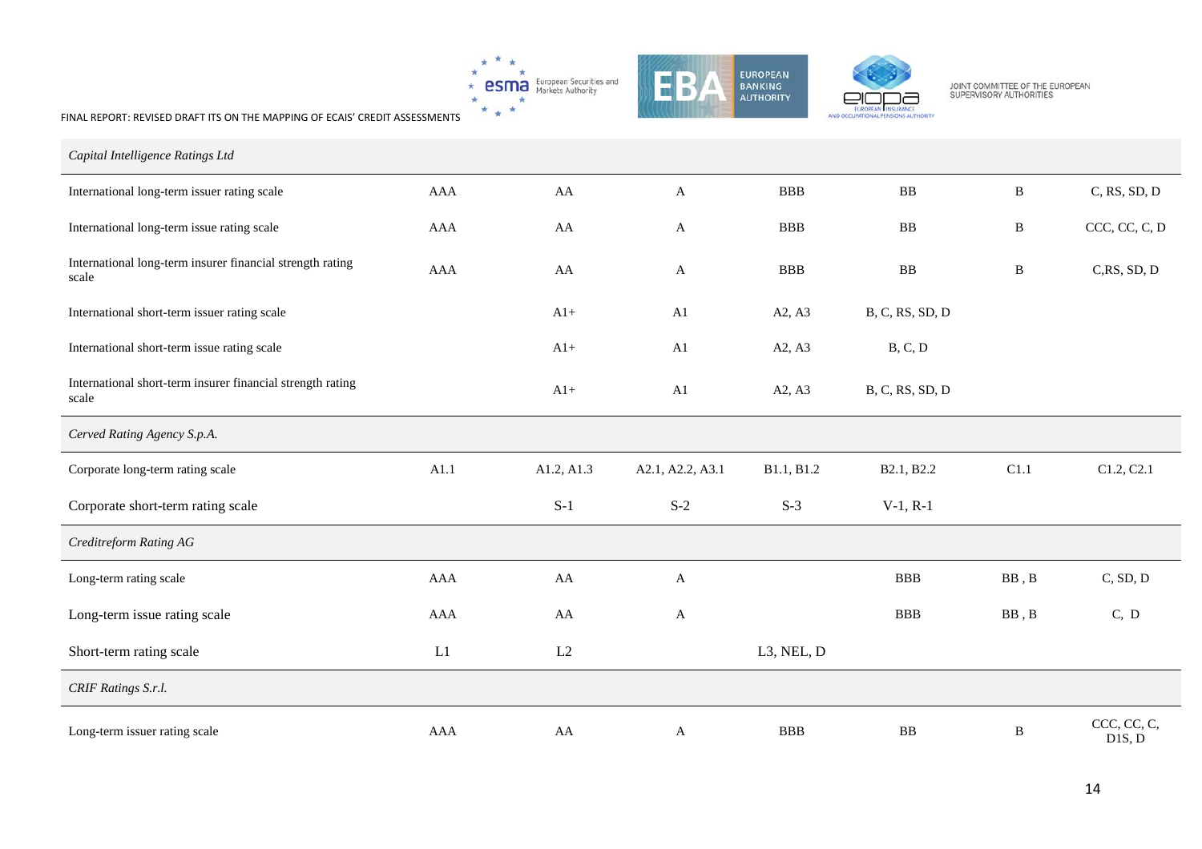| *Capital Intelligence Ratings Ltd* | | | | | | | |
|---|---|---|---|---|---|---|---|
| International long-term issuer rating scale | AAA | AA | A | BBB | BB | B | C, RS, SD, D |
| International long-term issue rating scale | AAA | AA | A | BBB | BB | B | CCC, CC, C, D |
| International long-term insurer financial strength rating scale | AAA | AA | A | BBB | BB | B | C,RS, SD, D |
| International short-term issuer rating scale | | A1+ | A1 | A2, A3 | B, C, RS, SD, D | | |
| International short-term issue rating scale | | A1+ | A1 | A2, A3 | B, C, D | | |
| International short-term insurer financial strength rating scale | | A1+ | A1 | A2, A3 | B, C, RS, SD, D | | |
| *Cerved Rating Agency S.p.A.* | | | | | | | |
| Corporate long-term rating scale | A1.1 | A1.2, A1.3 | A2.1, A2.2, A3.1 | B1.1, B1.2 | B2.1, B2.2 | C1.1 | C1.2, C2.1 |
| Corporate short-term rating scale | | S-1 | S-2 | S-3 | V-1, R-1 | | |
| *Creditreform Rating AG* | | | | | | | |
| Long-term rating scale | AAA | AA | A | | BBB | BB , B | C, SD, D |
| Long-term issue rating scale | AAA | AA | A | | BBB | BB , B | C, D |
| Short-term rating scale | L1 | L2 | | L3, NEL, D | | | |
| *CRIF Ratings S.r.l.* | | | | | | | |
| Long-term issuer rating scale | AAA | AA | A | BBB | BB | B | CCC, CC, C, D1S, D |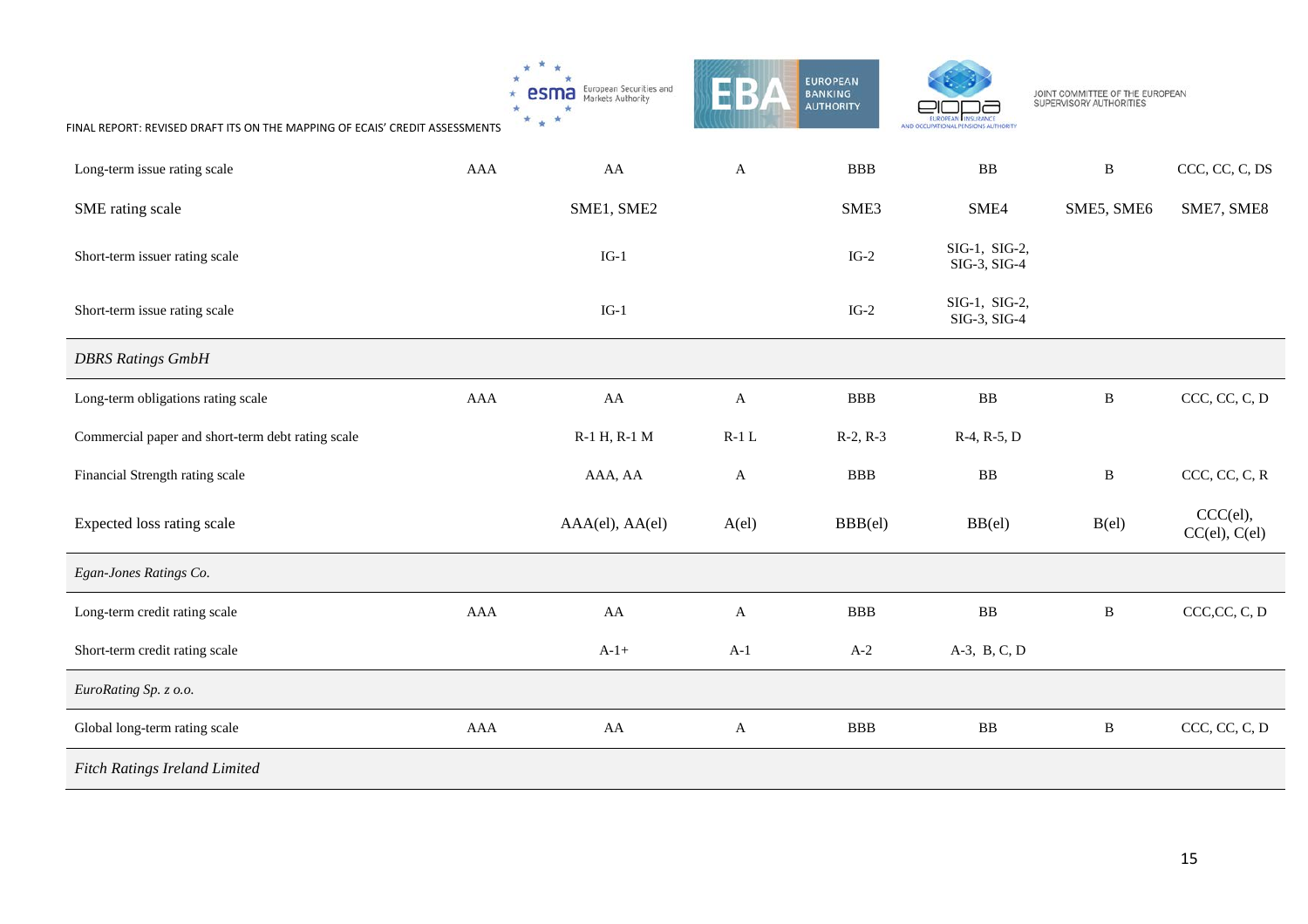| | | | | | | | |
|---|---|---|---|---|---|---|---|
| Long-term issue rating scale | AAA | AA | A | BBB | BB | B | CCC, CC, C, DS |
| SME rating scale | | SME1, SME2 | | SME3 | SME4 | SME5, SME6 | SME7, SME8 |
| Short-term issuer rating scale | | IG-1 | | IG-2 | SIG-1, SIG-2, SIG-3, SIG-4 | | |
| Short-term issue rating scale | | IG-1 | | IG-2 | SIG-1, SIG-2, SIG-3, SIG-4 | | |
| *DBRS Ratings GmbH* | | | | | | | |
| Long-term obligations rating scale | AAA | AA | A | BBB | BB | B | CCC, CC, C, D |
| Commercial paper and short-term debt rating scale | | R-1 H, R-1 M | R-1 L | R-2, R-3 | R-4, R-5, D | | |
| Financial Strength rating scale | | AAA, AA | A | BBB | BB | B | CCC, CC, C, R |
| Expected loss rating scale | | AAA(el), AA(el) | A(el) | BBB(el) | BB(el) | B(el) | CCC(el), CC(el), C(el) |
| *Egan-Jones Ratings Co.* | | | | | | | |
| Long-term credit rating scale | AAA | AA | A | BBB | BB | B | CCC,CC, C, D |
| Short-term credit rating scale | | A-1+ | A-1 | A-2 | A-3, B, C, D | | |
| *EuroRating Sp. z o.o.* | | | | | | | |
| Global long-term rating scale | AAA | AA | A | BBB | BB | B | CCC, CC, C, D |
| *Fitch Ratings Ireland Limited* | | | | | | | |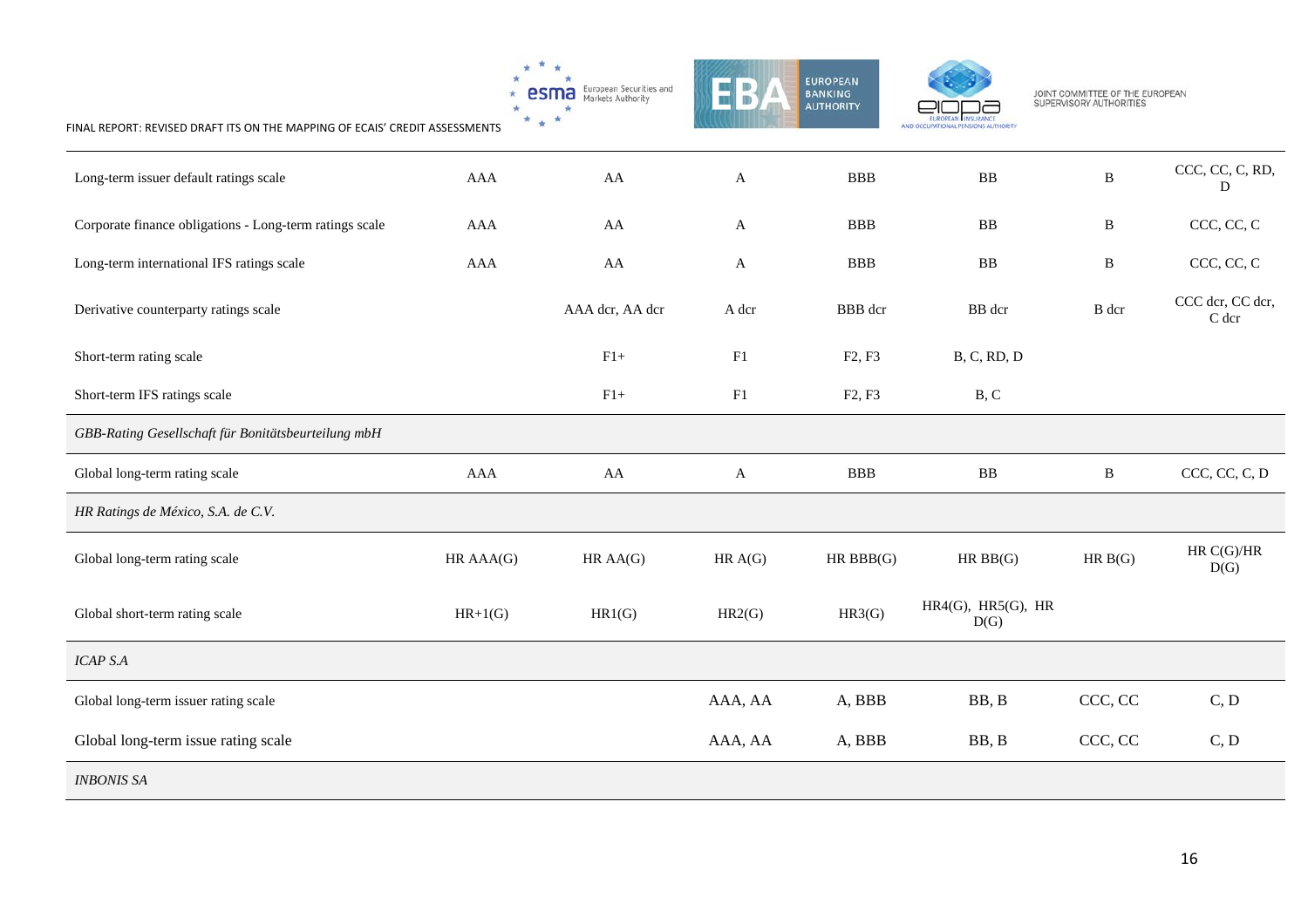| | | | | | | | |
|---|---|---|---|---|---|---|---|
| Long-term issuer default ratings scale | AAA | AA | A | BBB | BB | B | CCC, CC, C, RD, D |
| Corporate finance obligations - Long-term ratings scale | AAA | AA | A | BBB | BB | B | CCC, CC, C |
| Long-term international IFS ratings scale | AAA | AA | A | BBB | BB | B | CCC, CC, C |
| Derivative counterparty ratings scale | | AAA dcr, AA dcr | A dcr | BBB dcr | BB dcr | B dcr | CCC dcr, CC dcr, C dcr |
| Short-term rating scale | | F1+ | F1 | F2, F3 | B, C, RD, D | | |
| Short-term IFS ratings scale | | F1+ | F1 | F2, F3 | B, C | | |
| *GBB-Rating Gesellschaft für Bonitätsbeurteilung mbH* | | | | | | | |
| Global long-term rating scale | AAA | AA | A | BBB | BB | B | CCC, CC, C, D |
| *HR Ratings de México, S.A. de C.V.* | | | | | | | |
| Global long-term rating scale | HR AAA(G) | HR AA(G) | HR A(G) | HR BBB(G) | HR BB(G) | HR B(G) | HR C(G)/HR D(G) |
| Global short-term rating scale | HR+1(G) | HR1(G) | HR2(G) | HR3(G) | HR4(G), HR5(G), HR D(G) | | |
| *ICAP S.A* | | | | | | | |
| Global long-term issuer rating scale | | | AAA, AA | A, BBB | BB, B | CCC, CC | C, D |
| Global long-term issue rating scale | | | AAA, AA | A, BBB | BB, B | CCC, CC | C, D |
| *INBONIS SA* | | | | | | | |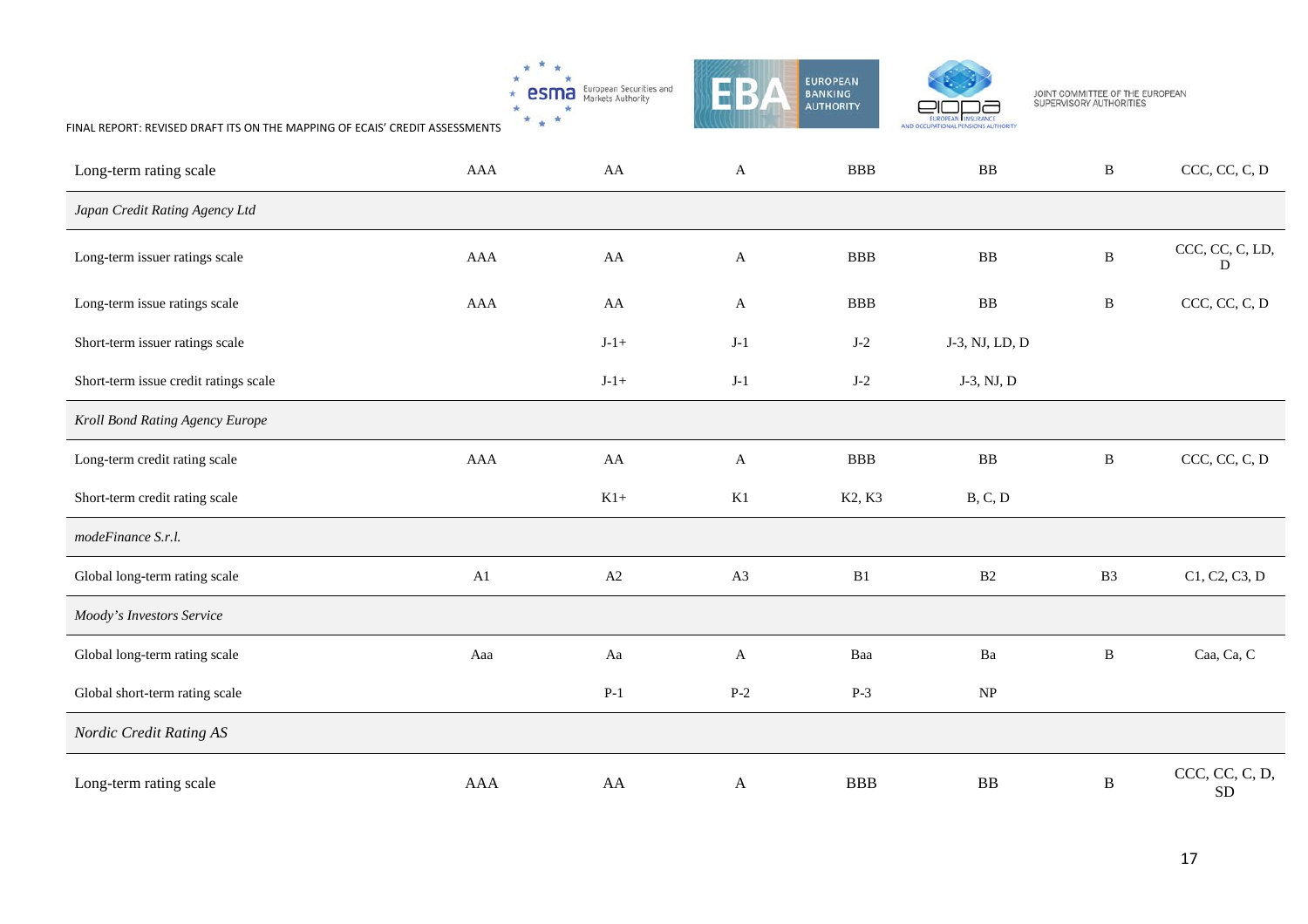| | | | | | | | |
|---|---|---|---|---|---|---|---|
| Long-term rating scale | AAA | AA | A | BBB | BB | B | CCC, CC, C, D |
| *Japan Credit Rating Agency Ltd* | | | | | | | |
| Long-term issuer ratings scale | AAA | AA | A | BBB | BB | B | CCC, CC, C, LD, D |
| Long-term issue ratings scale | AAA | AA | A | BBB | BB | B | CCC, CC, C, D |
| Short-term issuer ratings scale | | J-1+ | J-1 | J-2 | J-3, NJ, LD, D | | |
| Short-term issue credit ratings scale | | J-1+ | J-1 | J-2 | J-3, NJ, D | | |
| *Kroll Bond Rating Agency Europe* | | | | | | | |
| Long-term credit rating scale | AAA | AA | A | BBB | BB | B | CCC, CC, C, D |
| Short-term credit rating scale | | K1+ | K1 | K2, K3 | B, C, D | | |
| *modeFinance S.r.l.* | | | | | | | |
| Global long-term rating scale | A1 | A2 | A3 | B1 | B2 | B3 | C1, C2, C3, D |
| *Moody's Investors Service* | | | | | | | |
| Global long-term rating scale | Aaa | Aa | A | Baa | Ba | B | Caa, Ca, C |
| Global short-term rating scale | | P-1 | P-2 | P-3 | NP | | |
| *Nordic Credit Rating AS* | | | | | | | |
| Long-term rating scale | AAA | AA | A | BBB | BB | B | CCC, CC, C, D, SD |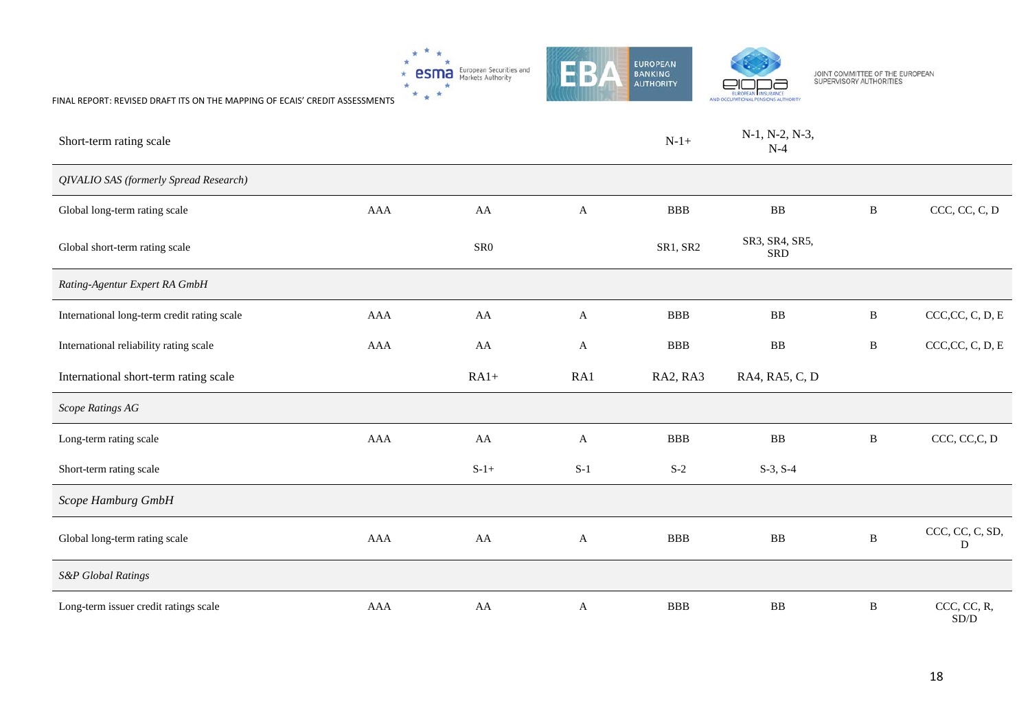| | | | | | | | |
|---|---|---|---|---|---|---|---|
| Short-term rating scale | | | | N-1+ | N-1, N-2, N-3, N-4 | | |
| *QIVALIO SAS (formerly Spread Research)* | | | | | | | |
| Global long-term rating scale | AAA | AA | A | BBB | BB | B | CCC, CC, C, D |
| Global short-term rating scale | | SR0 | | SR1, SR2 | SR3, SR4, SR5, SRD | | |
| *Rating-Agentur Expert RA GmbH* | | | | | | | |
| International long-term credit rating scale | AAA | AA | A | BBB | BB | B | CCC,CC, C, D, E |
| International reliability rating scale | AAA | AA | A | BBB | BB | B | CCC,CC, C, D, E |
| International short-term rating scale | | RA1+ | RA1 | RA2, RA3 | RA4, RA5, C, D | | |
| *Scope Ratings AG* | | | | | | | |
| Long-term rating scale | AAA | AA | A | BBB | BB | B | CCC, CC,C, D |
| Short-term rating scale | | S-1+ | S-1 | S-2 | S-3, S-4 | | |
| *Scope Hamburg GmbH* | | | | | | | |
| Global long-term rating scale | AAA | AA | A | BBB | BB | B | CCC, CC, C, SD, D |
| *S&P Global Ratings* | | | | | | | |
| Long-term issuer credit ratings scale | AAA | AA | A | BBB | BB | B | CCC, CC, R, SD/D |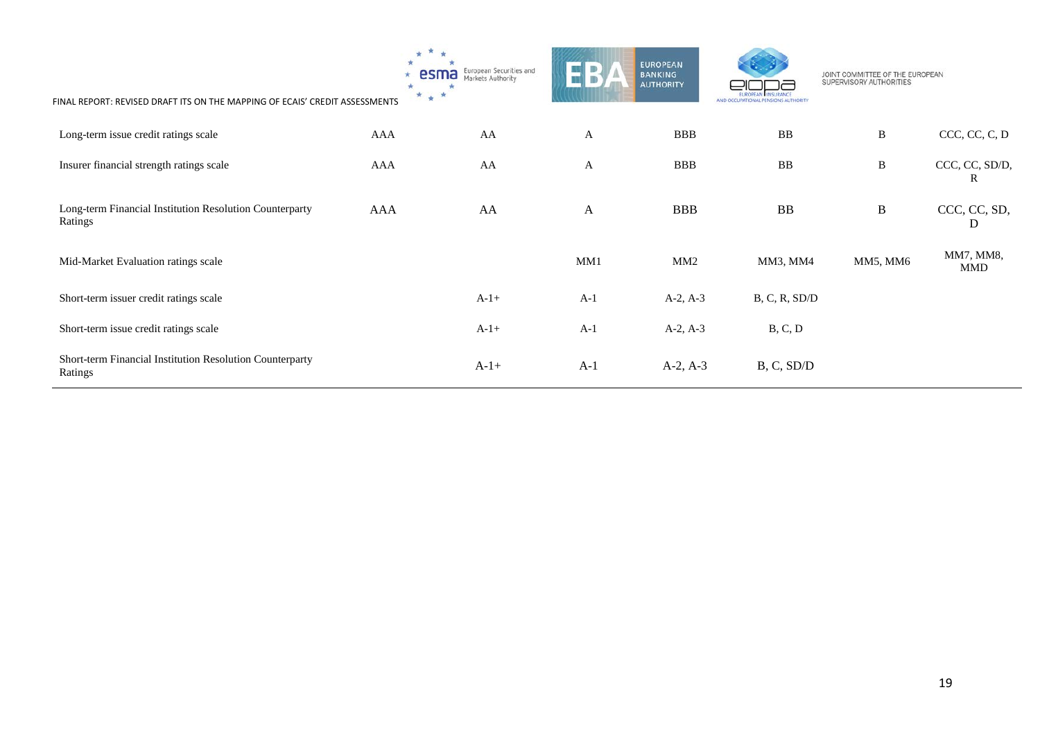| | | | | | | | |
|---|---|---|---|---|---|---|---|
| Long-term issue credit ratings scale | AAA | AA | A | BBB | BB | B | CCC, CC, C, D |
| Insurer financial strength ratings scale | AAA | AA | A | BBB | BB | B | CCC, CC, SD/D, R |
| Long-term Financial Institution Resolution Counterparty Ratings | AAA | AA | A | BBB | BB | B | CCC, CC, SD, D |
| Mid-Market Evaluation ratings scale | | | MM1 | MM2 | MM3, MM4 | MM5, MM6 | MM7, MM8, MMD |
| Short-term issuer credit ratings scale | | A-1+ | A-1 | A-2, A-3 | B, C, R, SD/D | | |
| Short-term issue credit ratings scale | | A-1+ | A-1 | A-2, A-3 | B, C, D | | |
| Short-term Financial Institution Resolution Counterparty Ratings | | A-1+ | A-1 | A-2, A-3 | B, C, SD/D | | |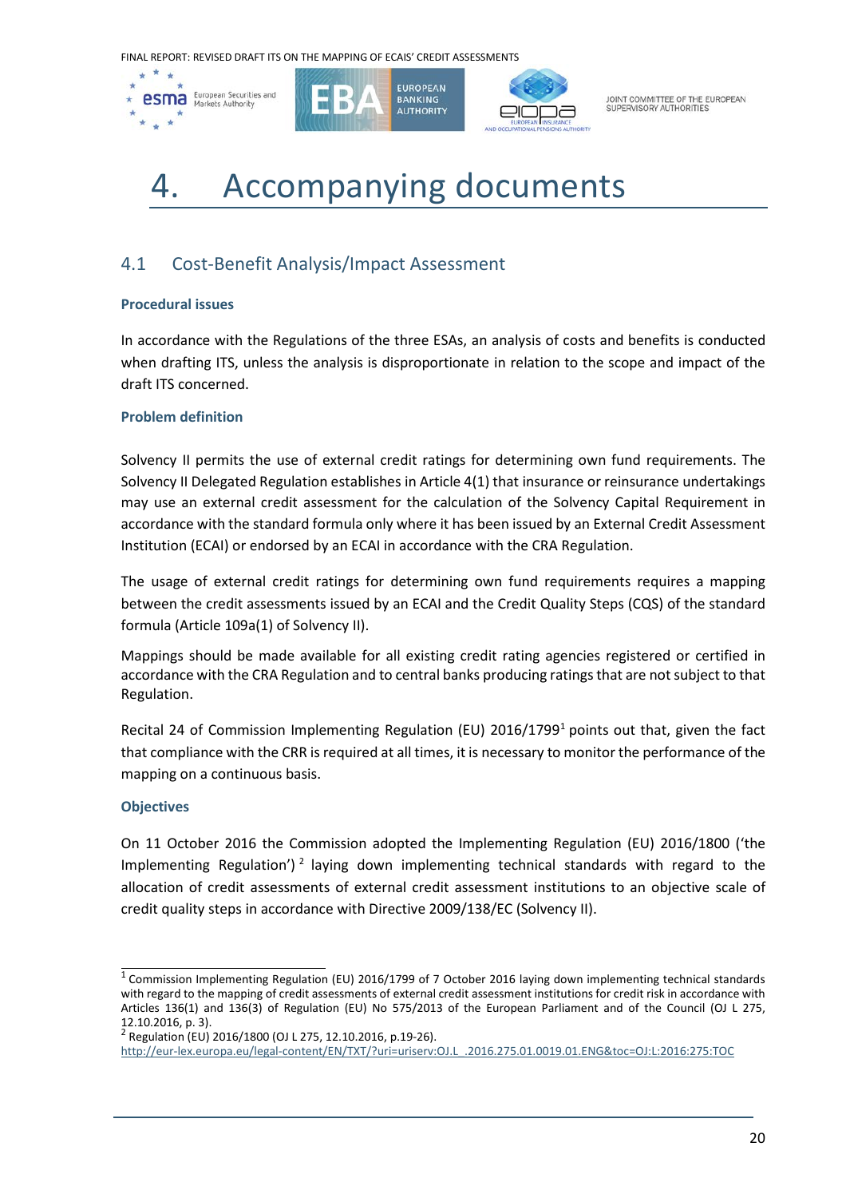# 4. Accompanying documents

## 4.1 Cost-Benefit Analysis/Impact Assessment

### Procedural issues

In accordance with the Regulations of the three ESAs, an analysis of costs and benefits is conducted when drafting ITS, unless the analysis is disproportionate in relation to the scope and impact of the draft ITS concerned.

### Problem definition

Solvency II permits the use of external credit ratings for determining own fund requirements. The Solvency II Delegated Regulation establishes in Article 4(1) that insurance or reinsurance undertakings may use an external credit assessment for the calculation of the Solvency Capital Requirement in accordance with the standard formula only where it has been issued by an External Credit Assessment Institution (ECAI) or endorsed by an ECAI in accordance with the CRA Regulation.

The usage of external credit ratings for determining own fund requirements requires a mapping between the credit assessments issued by an ECAI and the Credit Quality Steps (CQS) of the standard formula (Article 109a(1) of Solvency II).

Mappings should be made available for all existing credit rating agencies registered or certified in accordance with the CRA Regulation and to central banks producing ratings that are not subject to that Regulation.

Recital 24 of Commission Implementing Regulation (EU) 2016/1799[1] points out that, given the fact that compliance with the CRR is required at all times, it is necessary to monitor the performance of the mapping on a continuous basis.

### Objectives

On 11 October 2016 the Commission adopted the Implementing Regulation (EU) 2016/1800 ('the Implementing Regulation')[2] laying down implementing technical standards with regard to the allocation of credit assessments of external credit assessment institutions to an objective scale of credit quality steps in accordance with Directive 2009/138/EC (Solvency II).

---

[1] Commission Implementing Regulation (EU) 2016/1799 of 7 October 2016 laying down implementing technical standards with regard to the mapping of credit assessments of external credit assessment institutions for credit risk in accordance with Articles 136(1) and 136(3) of Regulation (EU) No 575/2013 of the European Parliament and of the Council (OJ L 275, 12.10.2016, p. 3).

[2] Regulation (EU) 2016/1800 (OJ L 275, 12.10.2016, p.19-26). http://eur-lex.europa.eu/legal-content/EN/TXT/?uri=uriserv:OJ.L_.2016.275.01.0019.01.ENG&toc=OJ:L:2016:275:TOC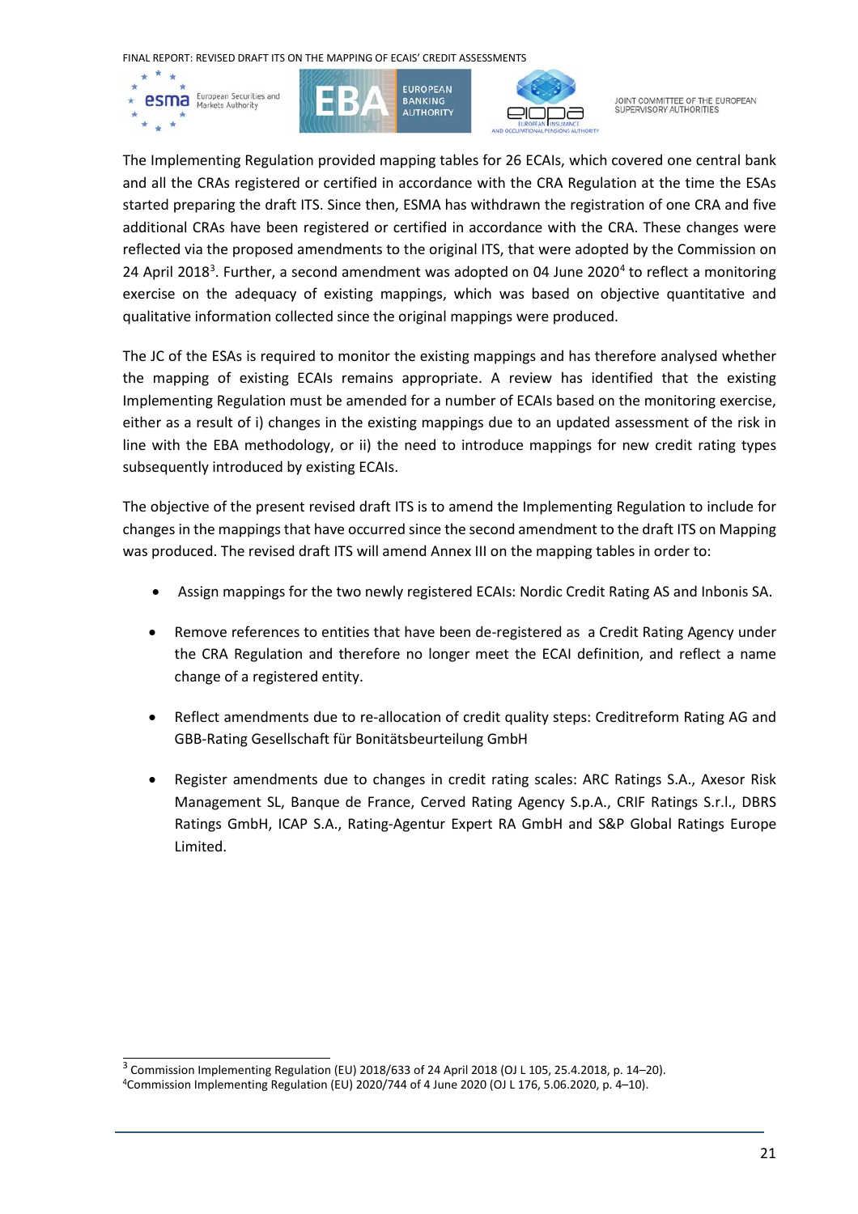The Implementing Regulation provided mapping tables for 26 ECAIs, which covered one central bank and all the CRAs registered or certified in accordance with the CRA Regulation at the time the ESAs started preparing the draft ITS. Since then, ESMA has withdrawn the registration of one CRA and five additional CRAs have been registered or certified in accordance with the CRA. These changes were reflected via the proposed amendments to the original ITS, that were adopted by the Commission on 24 April 2018[3]. Further, a second amendment was adopted on 04 June 2020[4] to reflect a monitoring exercise on the adequacy of existing mappings, which was based on objective quantitative and qualitative information collected since the original mappings were produced.

The JC of the ESAs is required to monitor the existing mappings and has therefore analysed whether the mapping of existing ECAIs remains appropriate. A review has identified that the existing Implementing Regulation must be amended for a number of ECAIs based on the monitoring exercise, either as a result of i) changes in the existing mappings due to an updated assessment of the risk in line with the EBA methodology, or ii) the need to introduce mappings for new credit rating types subsequently introduced by existing ECAIs.

The objective of the present revised draft ITS is to amend the Implementing Regulation to include for changes in the mappings that have occurred since the second amendment to the draft ITS on Mapping was produced. The revised draft ITS will amend Annex III on the mapping tables in order to:

- Assign mappings for the two newly registered ECAIs: Nordic Credit Rating AS and Inbonis SA.
- Remove references to entities that have been de-registered as a Credit Rating Agency under the CRA Regulation and therefore no longer meet the ECAI definition, and reflect a name change of a registered entity.
- Reflect amendments due to re-allocation of credit quality steps: Creditreform Rating AG and GBB-Rating Gesellschaft für Bonitätsbeurteilung GmbH
- Register amendments due to changes in credit rating scales: ARC Ratings S.A., Axesor Risk Management SL, Banque de France, Cerved Rating Agency S.p.A., CRIF Ratings S.r.l., DBRS Ratings GmbH, ICAP S.A., Rating-Agentur Expert RA GmbH and S&P Global Ratings Europe Limited.

[3] Commission Implementing Regulation (EU) 2018/633 of 24 April 2018 (OJ L 105, 25.4.2018, p. 14–20).
[4] Commission Implementing Regulation (EU) 2020/744 of 4 June 2020 (OJ L 176, 5.06.2020, p. 4–10).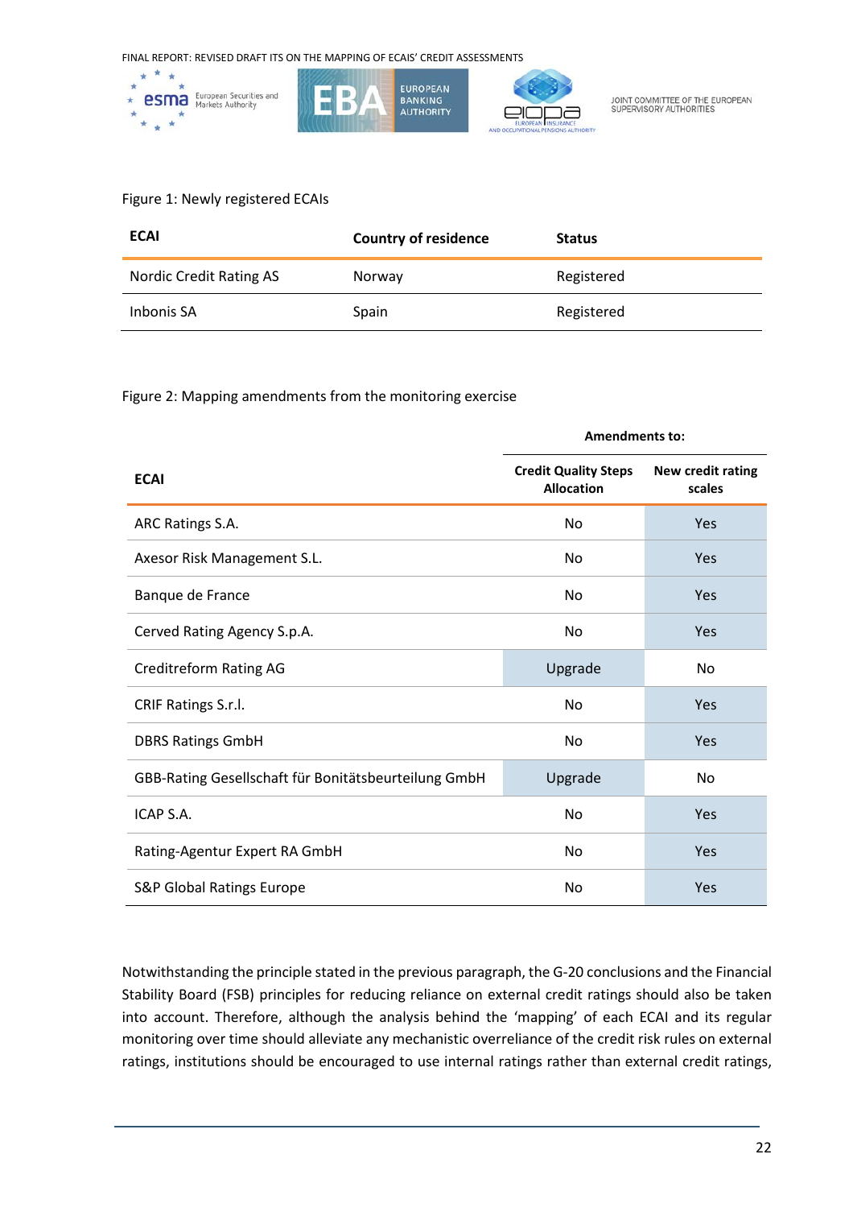Figure 1: Newly registered ECAIs

| ECAI | Country of residence | Status |
|---|---|---|
| Nordic Credit Rating AS | Norway | Registered |
| Inbonis SA | Spain | Registered |

Figure 2: Mapping amendments from the monitoring exercise

| | Amendments to: | |
|---|---|---|
| **ECAI** | **Credit Quality Steps Allocation** | **New credit rating scales** |
| ARC Ratings S.A. | No | Yes |
| Axesor Risk Management S.L. | No | Yes |
| Banque de France | No | Yes |
| Cerved Rating Agency S.p.A. | No | Yes |
| Creditreform Rating AG | Upgrade | No |
| CRIF Ratings S.r.l. | No | Yes |
| DBRS Ratings GmbH | No | Yes |
| GBB-Rating Gesellschaft für Bonitätsbeurteilung GmbH | Upgrade | No |
| ICAP S.A. | No | Yes |
| Rating-Agentur Expert RA GmbH | No | Yes |
| S&P Global Ratings Europe | No | Yes |

Notwithstanding the principle stated in the previous paragraph, the G-20 conclusions and the Financial Stability Board (FSB) principles for reducing reliance on external credit ratings should also be taken into account. Therefore, although the analysis behind the 'mapping' of each ECAI and its regular monitoring over time should alleviate any mechanistic overreliance of the credit risk rules on external ratings, institutions should be encouraged to use internal ratings rather than external credit ratings,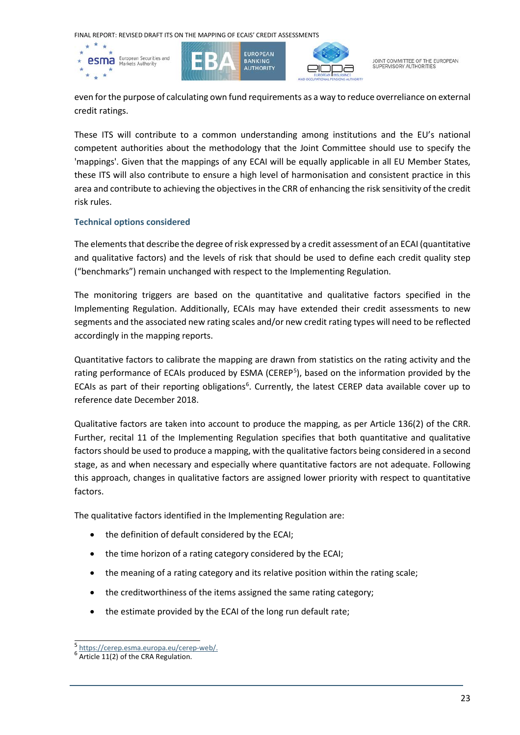even for the purpose of calculating own fund requirements as a way to reduce overreliance on external credit ratings.

These ITS will contribute to a common understanding among institutions and the EU's national competent authorities about the methodology that the Joint Committee should use to specify the 'mappings'. Given that the mappings of any ECAI will be equally applicable in all EU Member States, these ITS will also contribute to ensure a high level of harmonisation and consistent practice in this area and contribute to achieving the objectives in the CRR of enhancing the risk sensitivity of the credit risk rules.

### Technical options considered

The elements that describe the degree of risk expressed by a credit assessment of an ECAI (quantitative and qualitative factors) and the levels of risk that should be used to define each credit quality step ("benchmarks") remain unchanged with respect to the Implementing Regulation.

The monitoring triggers are based on the quantitative and qualitative factors specified in the Implementing Regulation. Additionally, ECAIs may have extended their credit assessments to new segments and the associated new rating scales and/or new credit rating types will need to be reflected accordingly in the mapping reports.

Quantitative factors to calibrate the mapping are drawn from statistics on the rating activity and the rating performance of ECAIs produced by ESMA (CEREP[5]), based on the information provided by the ECAIs as part of their reporting obligations[6]. Currently, the latest CEREP data available cover up to reference date December 2018.

Qualitative factors are taken into account to produce the mapping, as per Article 136(2) of the CRR. Further, recital 11 of the Implementing Regulation specifies that both quantitative and qualitative factors should be used to produce a mapping, with the qualitative factors being considered in a second stage, as and when necessary and especially where quantitative factors are not adequate. Following this approach, changes in qualitative factors are assigned lower priority with respect to quantitative factors.

The qualitative factors identified in the Implementing Regulation are:

- the definition of default considered by the ECAI;
- the time horizon of a rating category considered by the ECAI;
- the meaning of a rating category and its relative position within the rating scale;
- the creditworthiness of the items assigned the same rating category;
- the estimate provided by the ECAI of the long run default rate;

[5] https://cerep.esma.europa.eu/cerep-web/.

[6] Article 11(2) of the CRA Regulation.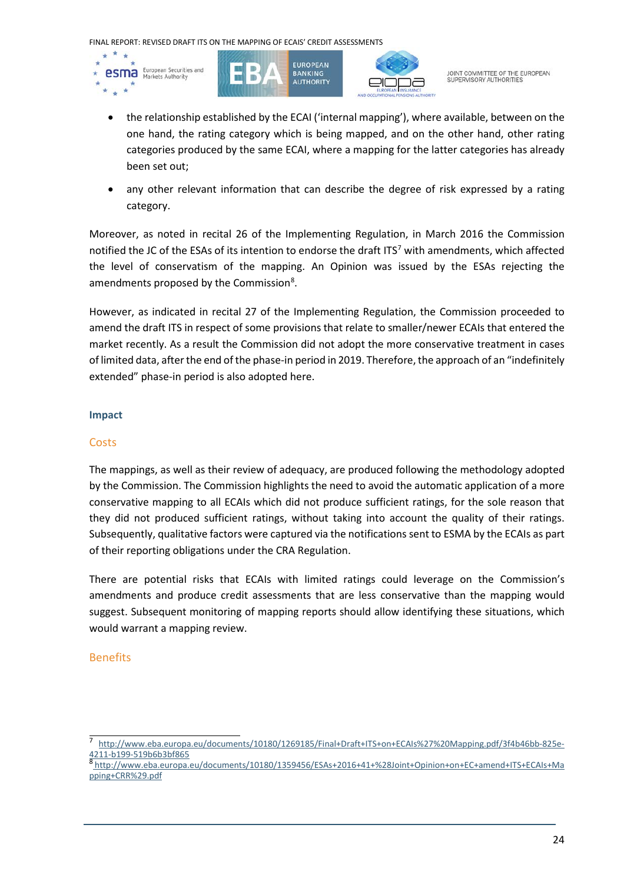- the relationship established by the ECAI ('internal mapping'), where available, between on the one hand, the rating category which is being mapped, and on the other hand, other rating categories produced by the same ECAI, where a mapping for the latter categories has already been set out;
- any other relevant information that can describe the degree of risk expressed by a rating category.

Moreover, as noted in recital 26 of the Implementing Regulation, in March 2016 the Commission notified the JC of the ESAs of its intention to endorse the draft ITS[7] with amendments, which affected the level of conservatism of the mapping. An Opinion was issued by the ESAs rejecting the amendments proposed by the Commission[8].

However, as indicated in recital 27 of the Implementing Regulation, the Commission proceeded to amend the draft ITS in respect of some provisions that relate to smaller/newer ECAIs that entered the market recently. As a result the Commission did not adopt the more conservative treatment in cases of limited data, after the end of the phase-in period in 2019. Therefore, the approach of an "indefinitely extended" phase-in period is also adopted here.

### Impact

#### Costs

The mappings, as well as their review of adequacy, are produced following the methodology adopted by the Commission. The Commission highlights the need to avoid the automatic application of a more conservative mapping to all ECAIs which did not produce sufficient ratings, for the sole reason that they did not produced sufficient ratings, without taking into account the quality of their ratings. Subsequently, qualitative factors were captured via the notifications sent to ESMA by the ECAIs as part of their reporting obligations under the CRA Regulation.

There are potential risks that ECAIs with limited ratings could leverage on the Commission's amendments and produce credit assessments that are less conservative than the mapping would suggest. Subsequent monitoring of mapping reports should allow identifying these situations, which would warrant a mapping review.

#### Benefits

---

[7] http://www.eba.europa.eu/documents/10180/1269185/Final+Draft+ITS+on+ECAIs%27%20Mapping.pdf/3f4b46bb-825e-4211-b199-519b6b3bf865

[8] http://www.eba.europa.eu/documents/10180/1359456/ESAs+2016+41+%28Joint+Opinion+on+EC+amend+ITS+ECAIs+Mapping+CRR%29.pdf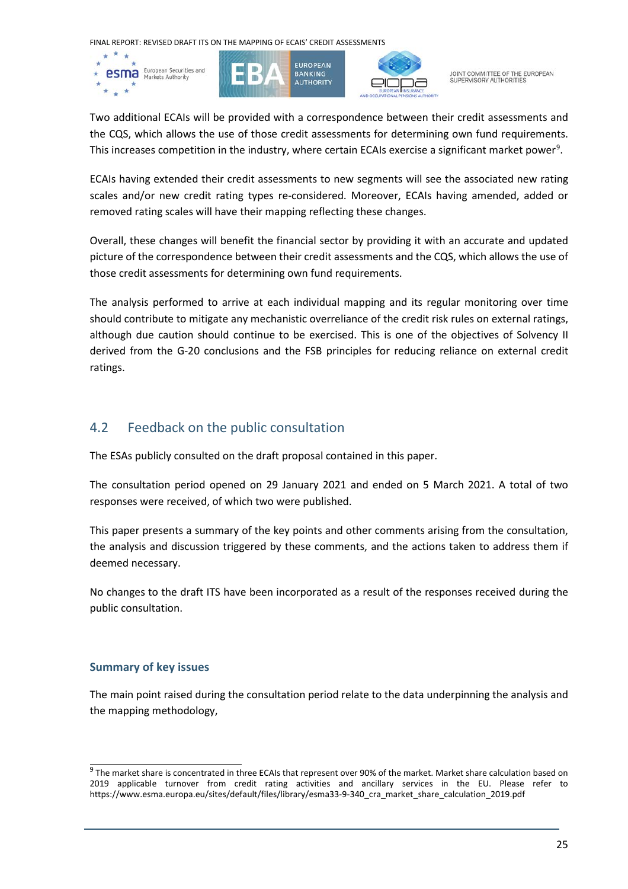Two additional ECAIs will be provided with a correspondence between their credit assessments and the CQS, which allows the use of those credit assessments for determining own fund requirements. This increases competition in the industry, where certain ECAIs exercise a significant market power[9].

ECAIs having extended their credit assessments to new segments will see the associated new rating scales and/or new credit rating types re-considered. Moreover, ECAIs having amended, added or removed rating scales will have their mapping reflecting these changes.

Overall, these changes will benefit the financial sector by providing it with an accurate and updated picture of the correspondence between their credit assessments and the CQS, which allows the use of those credit assessments for determining own fund requirements.

The analysis performed to arrive at each individual mapping and its regular monitoring over time should contribute to mitigate any mechanistic overreliance of the credit risk rules on external ratings, although due caution should continue to be exercised. This is one of the objectives of Solvency II derived from the G-20 conclusions and the FSB principles for reducing reliance on external credit ratings.

## 4.2 Feedback on the public consultation

The ESAs publicly consulted on the draft proposal contained in this paper.

The consultation period opened on 29 January 2021 and ended on 5 March 2021. A total of two responses were received, of which two were published.

This paper presents a summary of the key points and other comments arising from the consultation, the analysis and discussion triggered by these comments, and the actions taken to address them if deemed necessary.

No changes to the draft ITS have been incorporated as a result of the responses received during the public consultation.

### Summary of key issues

The main point raised during the consultation period relate to the data underpinning the analysis and the mapping methodology,

[9] The market share is concentrated in three ECAIs that represent over 90% of the market. Market share calculation based on 2019 applicable turnover from credit rating activities and ancillary services in the EU. Please refer to https://www.esma.europa.eu/sites/default/files/library/esma33-9-340_cra_market_share_calculation_2019.pdf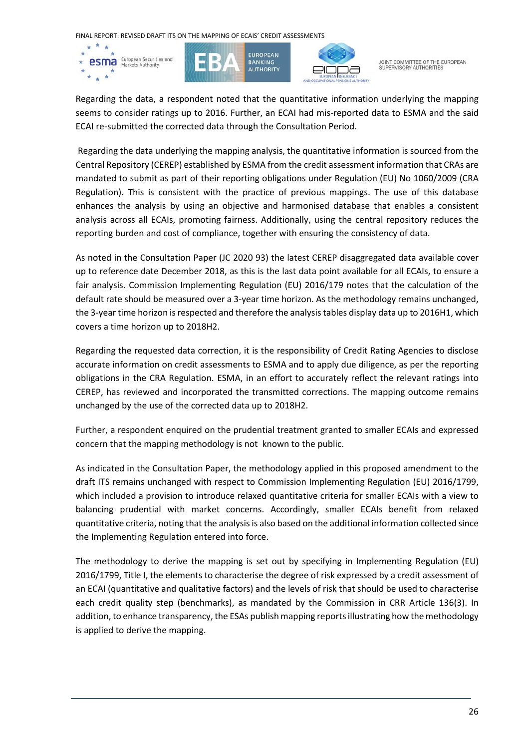Regarding the data, a respondent noted that the quantitative information underlying the mapping seems to consider ratings up to 2016. Further, an ECAI had mis-reported data to ESMA and the said ECAI re-submitted the corrected data through the Consultation Period.

Regarding the data underlying the mapping analysis, the quantitative information is sourced from the Central Repository (CEREP) established by ESMA from the credit assessment information that CRAs are mandated to submit as part of their reporting obligations under Regulation (EU) No 1060/2009 (CRA Regulation). This is consistent with the practice of previous mappings. The use of this database enhances the analysis by using an objective and harmonised database that enables a consistent analysis across all ECAIs, promoting fairness. Additionally, using the central repository reduces the reporting burden and cost of compliance, together with ensuring the consistency of data.

As noted in the Consultation Paper (JC 2020 93) the latest CEREP disaggregated data available cover up to reference date December 2018, as this is the last data point available for all ECAIs, to ensure a fair analysis. Commission Implementing Regulation (EU) 2016/179 notes that the calculation of the default rate should be measured over a 3-year time horizon. As the methodology remains unchanged, the 3-year time horizon is respected and therefore the analysis tables display data up to 2016H1, which covers a time horizon up to 2018H2.

Regarding the requested data correction, it is the responsibility of Credit Rating Agencies to disclose accurate information on credit assessments to ESMA and to apply due diligence, as per the reporting obligations in the CRA Regulation. ESMA, in an effort to accurately reflect the relevant ratings into CEREP, has reviewed and incorporated the transmitted corrections. The mapping outcome remains unchanged by the use of the corrected data up to 2018H2.

Further, a respondent enquired on the prudential treatment granted to smaller ECAIs and expressed concern that the mapping methodology is not known to the public.

As indicated in the Consultation Paper, the methodology applied in this proposed amendment to the draft ITS remains unchanged with respect to Commission Implementing Regulation (EU) 2016/1799, which included a provision to introduce relaxed quantitative criteria for smaller ECAIs with a view to balancing prudential with market concerns. Accordingly, smaller ECAIs benefit from relaxed quantitative criteria, noting that the analysis is also based on the additional information collected since the Implementing Regulation entered into force.

The methodology to derive the mapping is set out by specifying in Implementing Regulation (EU) 2016/1799, Title I, the elements to characterise the degree of risk expressed by a credit assessment of an ECAI (quantitative and qualitative factors) and the levels of risk that should be used to characterise each credit quality step (benchmarks), as mandated by the Commission in CRR Article 136(3). In addition, to enhance transparency, the ESAs publish mapping reports illustrating how the methodology is applied to derive the mapping.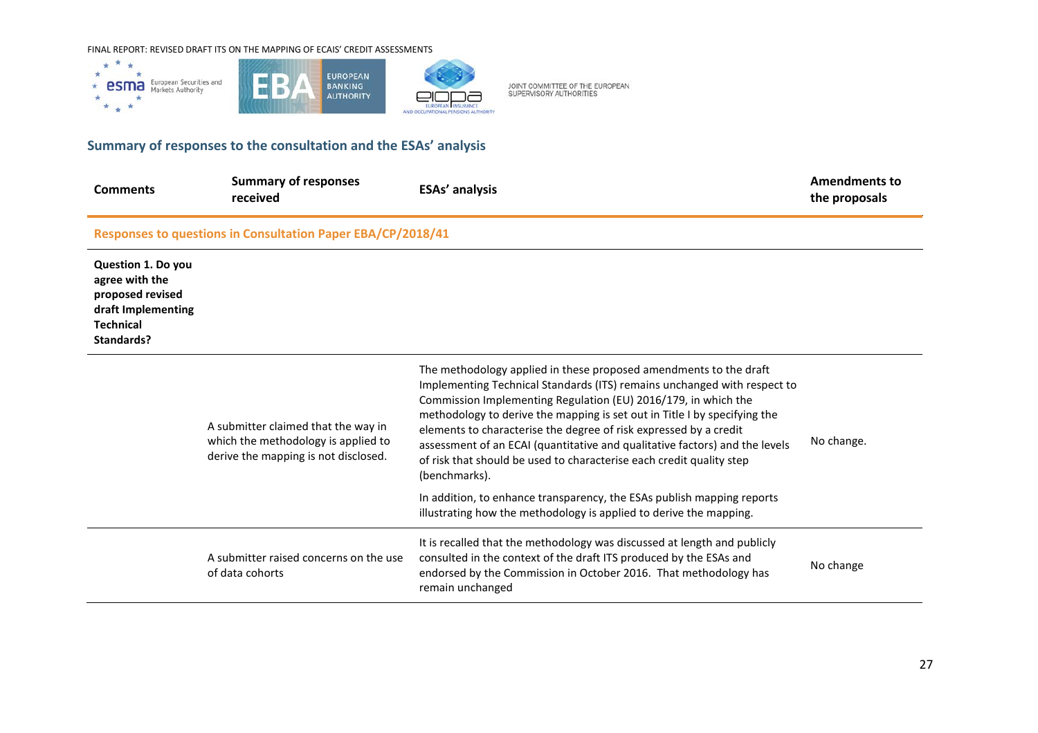## Summary of responses to the consultation and the ESAs' analysis

| Comments | Summary of responses received | ESAs' analysis | Amendments to the proposals |
|---|---|---|---|
| **Responses to questions in Consultation Paper EBA/CP/2018/41** | | | |
| **Question 1. Do you agree with the proposed revised draft Implementing Technical Standards?** | | | |
| | A submitter claimed that the way in which the methodology is applied to derive the mapping is not disclosed. | The methodology applied in these proposed amendments to the draft Implementing Technical Standards (ITS) remains unchanged with respect to Commission Implementing Regulation (EU) 2016/179, in which the methodology to derive the mapping is set out in Title I by specifying the elements to characterise the degree of risk expressed by a credit assessment of an ECAI (quantitative and qualitative factors) and the levels of risk that should be used to characterise each credit quality step (benchmarks).<br><br>In addition, to enhance transparency, the ESAs publish mapping reports illustrating how the methodology is applied to derive the mapping. | No change. |
| | A submitter raised concerns on the use of data cohorts | It is recalled that the methodology was discussed at length and publicly consulted in the context of the draft ITS produced by the ESAs and endorsed by the Commission in October 2016. That methodology has remain unchanged | No change |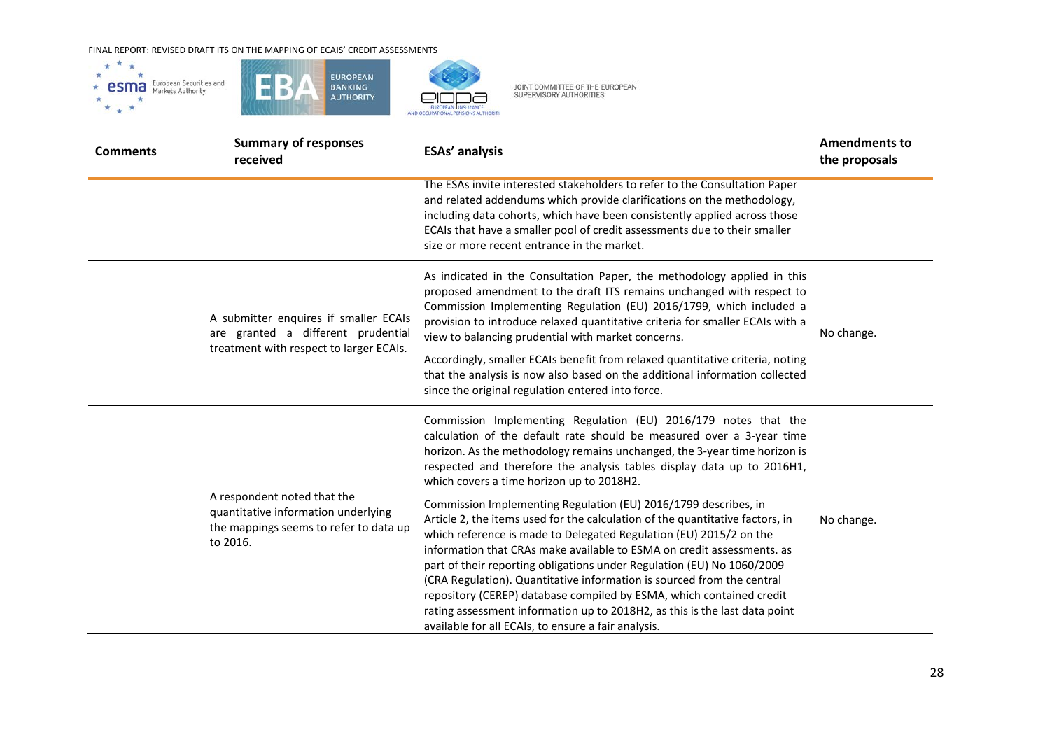| Comments | Summary of responses received | ESAs' analysis | Amendments to the proposals |
|---|---|---|---|
| | | The ESAs invite interested stakeholders to refer to the Consultation Paper and related addendums which provide clarifications on the methodology, including data cohorts, which have been consistently applied across those ECAIs that have a smaller pool of credit assessments due to their smaller size or more recent entrance in the market. | |
| | A submitter enquires if smaller ECAIs are granted a different prudential treatment with respect to larger ECAIs. | As indicated in the Consultation Paper, the methodology applied in this proposed amendment to the draft ITS remains unchanged with respect to Commission Implementing Regulation (EU) 2016/1799, which included a provision to introduce relaxed quantitative criteria for smaller ECAIs with a view to balancing prudential with market concerns.<br><br>Accordingly, smaller ECAIs benefit from relaxed quantitative criteria, noting that the analysis is now also based on the additional information collected since the original regulation entered into force. | No change. |
| | A respondent noted that the quantitative information underlying the mappings seems to refer to data up to 2016. | Commission Implementing Regulation (EU) 2016/179 notes that the calculation of the default rate should be measured over a 3-year time horizon. As the methodology remains unchanged, the 3-year time horizon is respected and therefore the analysis tables display data up to 2016H1, which covers a time horizon up to 2018H2.<br><br>Commission Implementing Regulation (EU) 2016/1799 describes, in Article 2, the items used for the calculation of the quantitative factors, in which reference is made to Delegated Regulation (EU) 2015/2 on the information that CRAs make available to ESMA on credit assessments. as part of their reporting obligations under Regulation (EU) No 1060/2009 (CRA Regulation). Quantitative information is sourced from the central repository (CEREP) database compiled by ESMA, which contained credit rating assessment information up to 2018H2, as this is the last data point available for all ECAIs, to ensure a fair analysis. | No change. |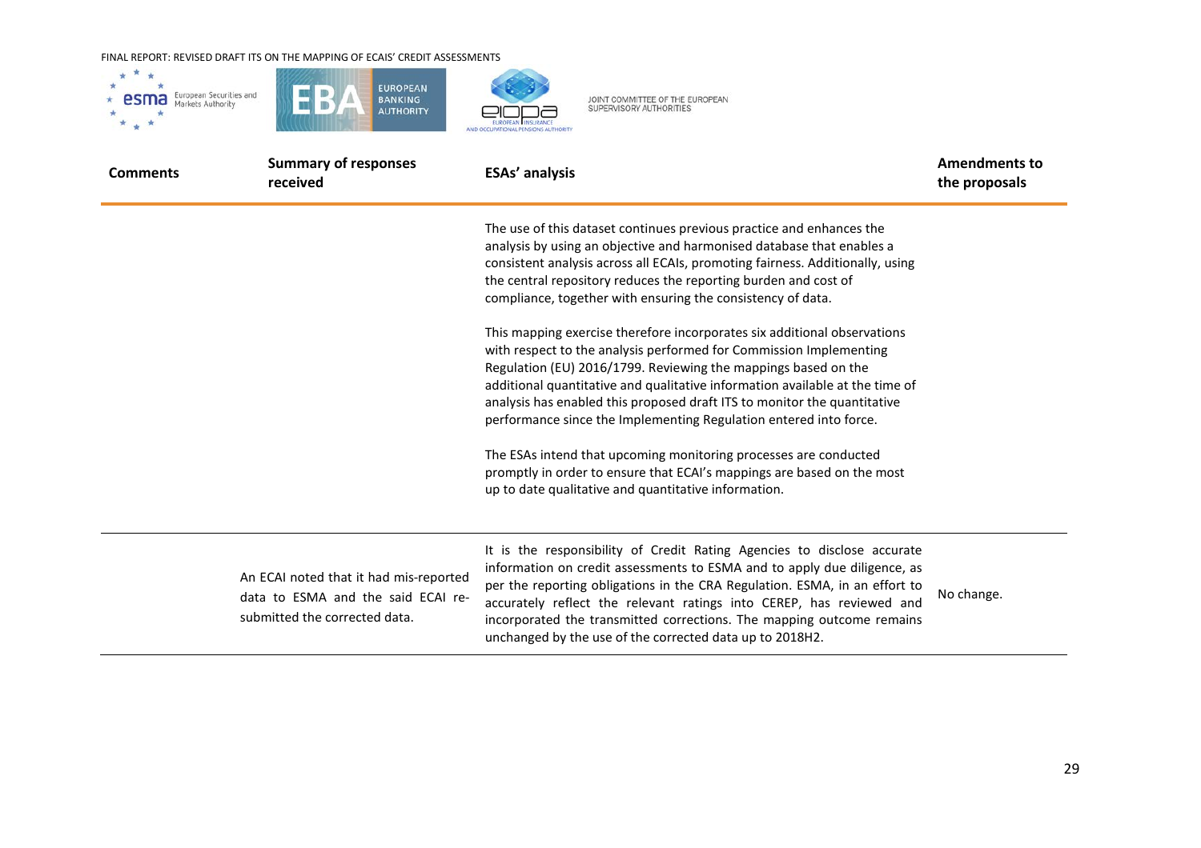| Comments | Summary of responses received | ESAs' analysis | Amendments to the proposals |
|---|---|---|---|
| | | The use of this dataset continues previous practice and enhances the analysis by using an objective and harmonised database that enables a consistent analysis across all ECAIs, promoting fairness. Additionally, using the central repository reduces the reporting burden and cost of compliance, together with ensuring the consistency of data.<br><br>This mapping exercise therefore incorporates six additional observations with respect to the analysis performed for Commission Implementing Regulation (EU) 2016/1799. Reviewing the mappings based on the additional quantitative and qualitative information available at the time of analysis has enabled this proposed draft ITS to monitor the quantitative performance since the Implementing Regulation entered into force.<br><br>The ESAs intend that upcoming monitoring processes are conducted promptly in order to ensure that ECAI's mappings are based on the most up to date qualitative and quantitative information. | |
| | An ECAI noted that it had mis-reported data to ESMA and the said ECAI re-submitted the corrected data. | It is the responsibility of Credit Rating Agencies to disclose accurate information on credit assessments to ESMA and to apply due diligence, as per the reporting obligations in the CRA Regulation. ESMA, in an effort to accurately reflect the relevant ratings into CEREP, has reviewed and incorporated the transmitted corrections. The mapping outcome remains unchanged by the use of the corrected data up to 2018H2. | No change. |